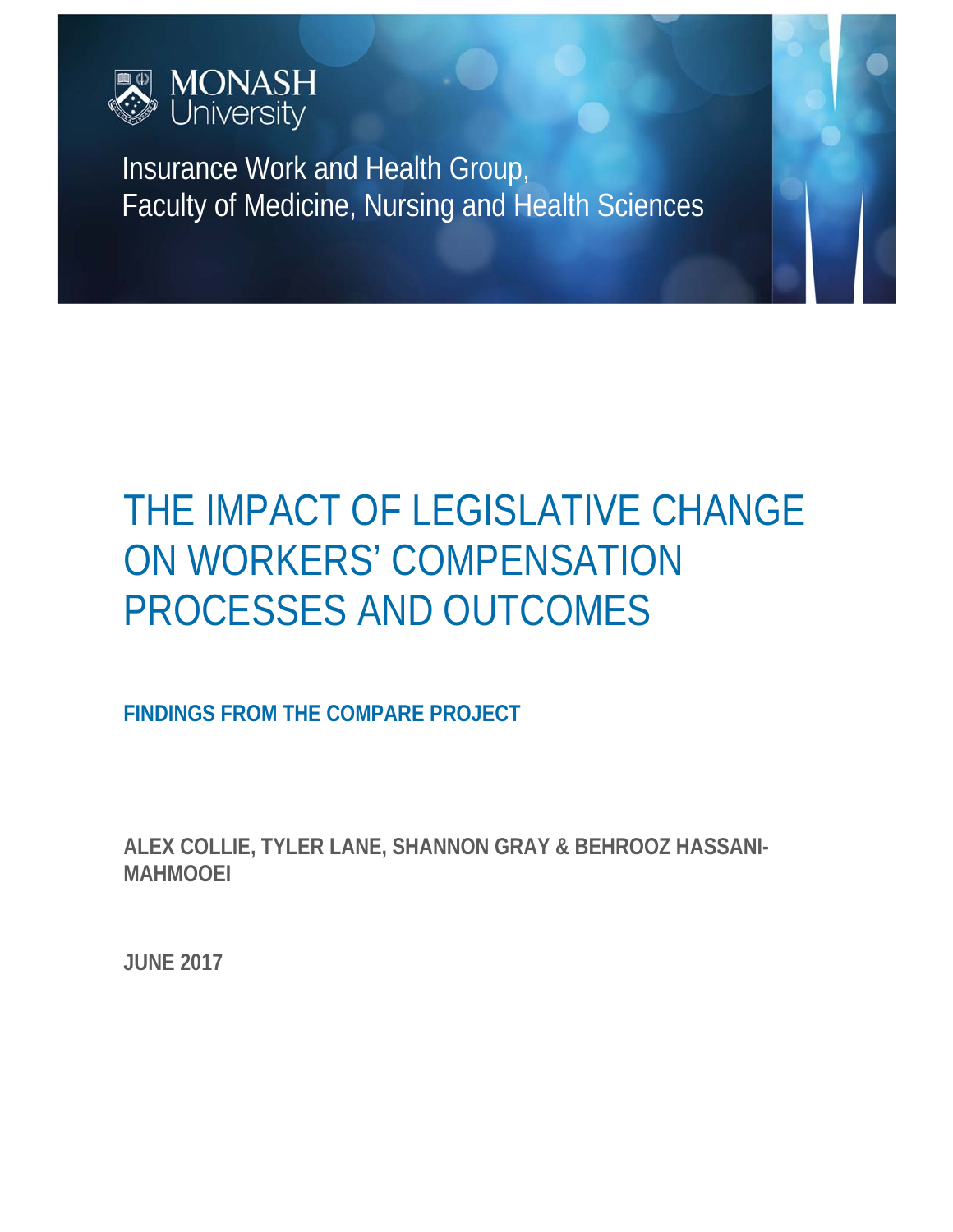MONASH University

Insurance Work and Health Group,
Faculty of Medicine, Nursing and Health Sciences

# THE IMPACT OF LEGISLATIVE CHANGE ON WORKERS' COMPENSATION PROCESSES AND OUTCOMES

## FINDINGS FROM THE COMPARE PROJECT

**ALEX COLLIE, TYLER LANE, SHANNON GRAY & BEHROOZ HASSANI-MAHMOOEI**

**JUNE 2017**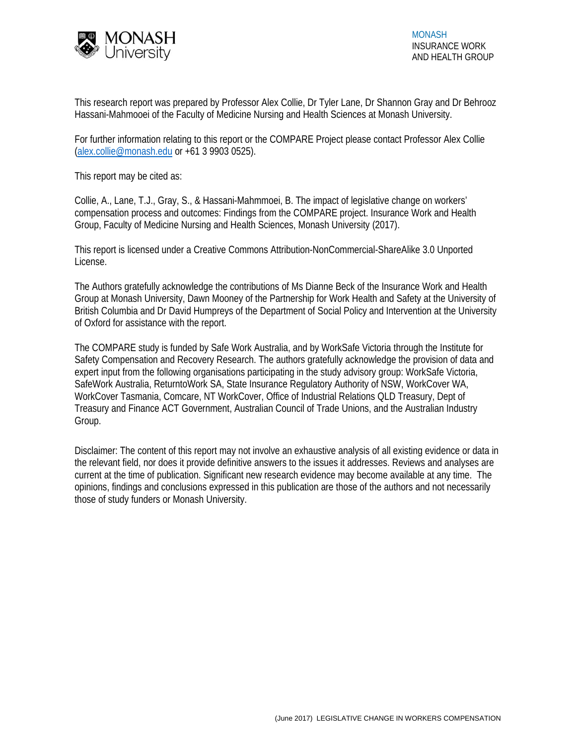This research report was prepared by Professor Alex Collie, Dr Tyler Lane, Dr Shannon Gray and Dr Behrooz Hassani-Mahmooei of the Faculty of Medicine Nursing and Health Sciences at Monash University.

For further information relating to this report or the COMPARE Project please contact Professor Alex Collie (alex.collie@monash.edu or +61 3 9903 0525).

This report may be cited as:

Collie, A., Lane, T.J., Gray, S., & Hassani-Mahmmoei, B. The impact of legislative change on workers' compensation process and outcomes: Findings from the COMPARE project. Insurance Work and Health Group, Faculty of Medicine Nursing and Health Sciences, Monash University (2017).

This report is licensed under a Creative Commons Attribution-NonCommercial-ShareAlike 3.0 Unported License.

The Authors gratefully acknowledge the contributions of Ms Dianne Beck of the Insurance Work and Health Group at Monash University, Dawn Mooney of the Partnership for Work Health and Safety at the University of British Columbia and Dr David Humpreys of the Department of Social Policy and Intervention at the University of Oxford for assistance with the report.

The COMPARE study is funded by Safe Work Australia, and by WorkSafe Victoria through the Institute for Safety Compensation and Recovery Research. The authors gratefully acknowledge the provision of data and expert input from the following organisations participating in the study advisory group: WorkSafe Victoria, SafeWork Australia, ReturntoWork SA, State Insurance Regulatory Authority of NSW, WorkCover WA, WorkCover Tasmania, Comcare, NT WorkCover, Office of Industrial Relations QLD Treasury, Dept of Treasury and Finance ACT Government, Australian Council of Trade Unions, and the Australian Industry Group.

Disclaimer: The content of this report may not involve an exhaustive analysis of all existing evidence or data in the relevant field, nor does it provide definitive answers to the issues it addresses. Reviews and analyses are current at the time of publication. Significant new research evidence may become available at any time. The opinions, findings and conclusions expressed in this publication are those of the authors and not necessarily those of study funders or Monash University.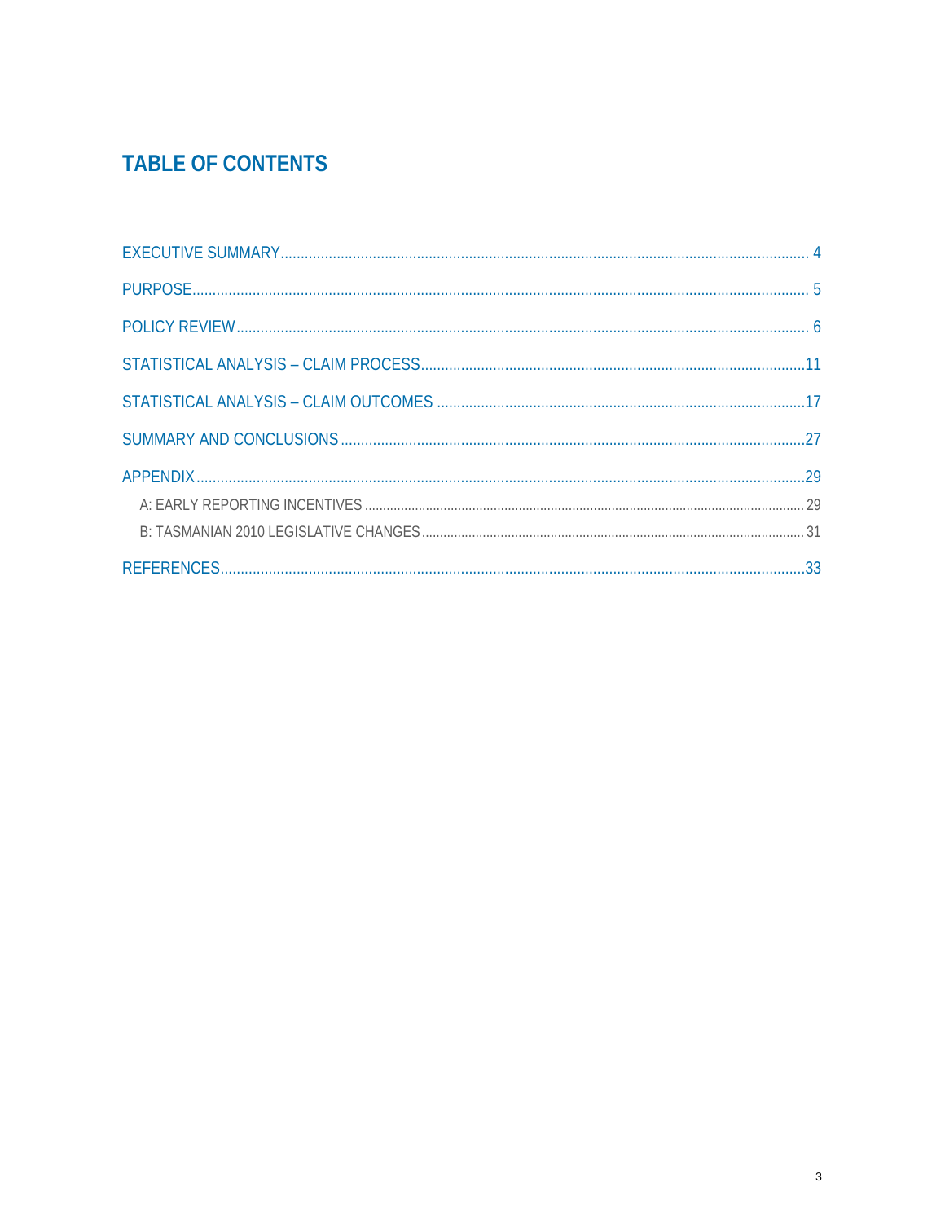# TABLE OF CONTENTS

EXECUTIVE SUMMARY ........................................................................................................................ 4

PURPOSE .......................................................................................................................................... 5

POLICY REVIEW ................................................................................................................................ 6

STATISTICAL ANALYSIS – CLAIM PROCESS ......................................................................................... 11

STATISTICAL ANALYSIS – CLAIM OUTCOMES ...................................................................................... 17

SUMMARY AND CONCLUSIONS ........................................................................................................ 27

APPENDIX ........................................................................................................................................ 29

- A: EARLY REPORTING INCENTIVES ................................................................................................ 29
- B: TASMANIAN 2010 LEGISLATIVE CHANGES ................................................................................. 31

REFERENCES .................................................................................................................................... 33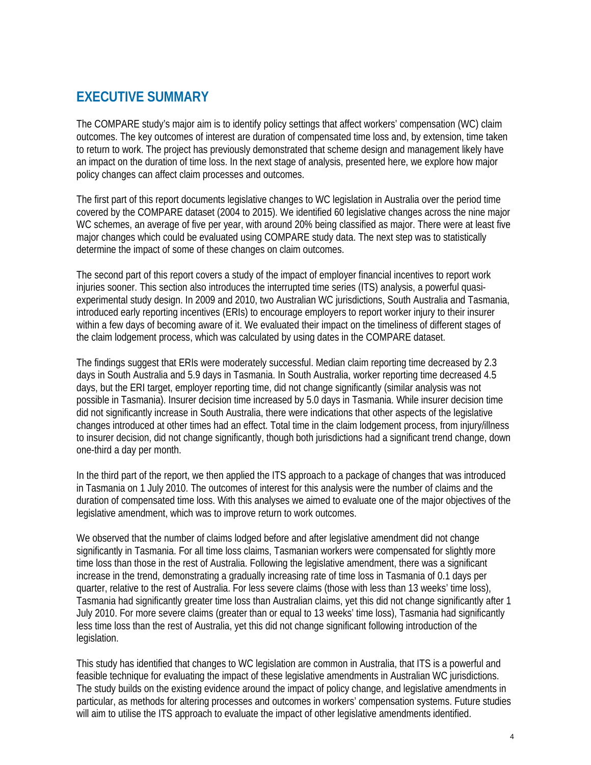# EXECUTIVE SUMMARY

The COMPARE study's major aim is to identify policy settings that affect workers' compensation (WC) claim outcomes. The key outcomes of interest are duration of compensated time loss and, by extension, time taken to return to work. The project has previously demonstrated that scheme design and management likely have an impact on the duration of time loss. In the next stage of analysis, presented here, we explore how major policy changes can affect claim processes and outcomes.

The first part of this report documents legislative changes to WC legislation in Australia over the period time covered by the COMPARE dataset (2004 to 2015). We identified 60 legislative changes across the nine major WC schemes, an average of five per year, with around 20% being classified as major. There were at least five major changes which could be evaluated using COMPARE study data. The next step was to statistically determine the impact of some of these changes on claim outcomes.

The second part of this report covers a study of the impact of employer financial incentives to report work injuries sooner. This section also introduces the interrupted time series (ITS) analysis, a powerful quasi-experimental study design. In 2009 and 2010, two Australian WC jurisdictions, South Australia and Tasmania, introduced early reporting incentives (ERIs) to encourage employers to report worker injury to their insurer within a few days of becoming aware of it. We evaluated their impact on the timeliness of different stages of the claim lodgement process, which was calculated by using dates in the COMPARE dataset.

The findings suggest that ERIs were moderately successful. Median claim reporting time decreased by 2.3 days in South Australia and 5.9 days in Tasmania. In South Australia, worker reporting time decreased 4.5 days, but the ERI target, employer reporting time, did not change significantly (similar analysis was not possible in Tasmania). Insurer decision time increased by 5.0 days in Tasmania. While insurer decision time did not significantly increase in South Australia, there were indications that other aspects of the legislative changes introduced at other times had an effect. Total time in the claim lodgement process, from injury/illness to insurer decision, did not change significantly, though both jurisdictions had a significant trend change, down one-third a day per month.

In the third part of the report, we then applied the ITS approach to a package of changes that was introduced in Tasmania on 1 July 2010. The outcomes of interest for this analysis were the number of claims and the duration of compensated time loss. With this analyses we aimed to evaluate one of the major objectives of the legislative amendment, which was to improve return to work outcomes.

We observed that the number of claims lodged before and after legislative amendment did not change significantly in Tasmania. For all time loss claims, Tasmanian workers were compensated for slightly more time loss than those in the rest of Australia. Following the legislative amendment, there was a significant increase in the trend, demonstrating a gradually increasing rate of time loss in Tasmania of 0.1 days per quarter, relative to the rest of Australia. For less severe claims (those with less than 13 weeks' time loss), Tasmania had significantly greater time loss than Australian claims, yet this did not change significantly after 1 July 2010. For more severe claims (greater than or equal to 13 weeks' time loss), Tasmania had significantly less time loss than the rest of Australia, yet this did not change significant following introduction of the legislation.

This study has identified that changes to WC legislation are common in Australia, that ITS is a powerful and feasible technique for evaluating the impact of these legislative amendments in Australian WC jurisdictions. The study builds on the existing evidence around the impact of policy change, and legislative amendments in particular, as methods for altering processes and outcomes in workers' compensation systems. Future studies will aim to utilise the ITS approach to evaluate the impact of other legislative amendments identified.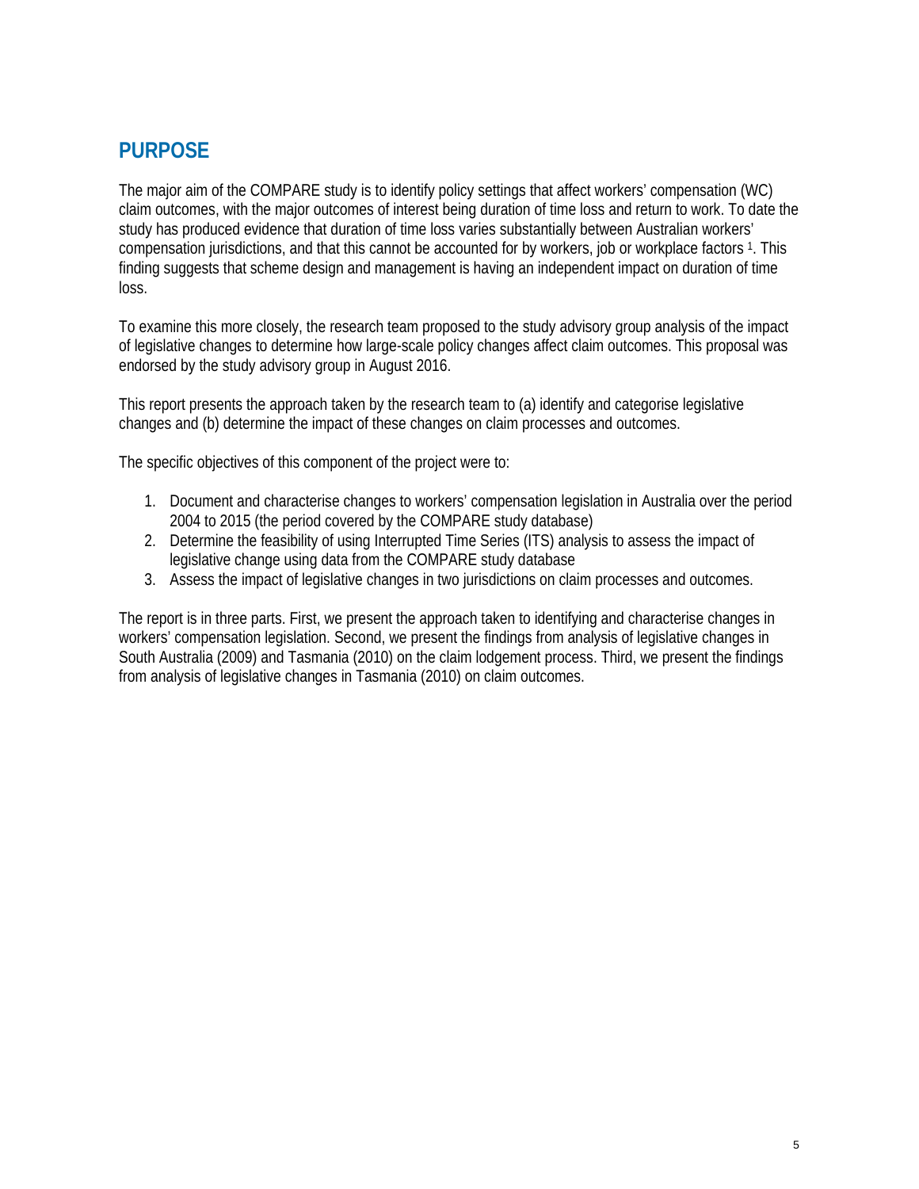## PURPOSE

The major aim of the COMPARE study is to identify policy settings that affect workers' compensation (WC) claim outcomes, with the major outcomes of interest being duration of time loss and return to work. To date the study has produced evidence that duration of time loss varies substantially between Australian workers' compensation jurisdictions, and that this cannot be accounted for by workers, job or workplace factors [1]. This finding suggests that scheme design and management is having an independent impact on duration of time loss.

To examine this more closely, the research team proposed to the study advisory group analysis of the impact of legislative changes to determine how large-scale policy changes affect claim outcomes. This proposal was endorsed by the study advisory group in August 2016.

This report presents the approach taken by the research team to (a) identify and categorise legislative changes and (b) determine the impact of these changes on claim processes and outcomes.

The specific objectives of this component of the project were to:

1. Document and characterise changes to workers' compensation legislation in Australia over the period 2004 to 2015 (the period covered by the COMPARE study database)
2. Determine the feasibility of using Interrupted Time Series (ITS) analysis to assess the impact of legislative change using data from the COMPARE study database
3. Assess the impact of legislative changes in two jurisdictions on claim processes and outcomes.

The report is in three parts. First, we present the approach taken to identifying and characterise changes in workers' compensation legislation. Second, we present the findings from analysis of legislative changes in South Australia (2009) and Tasmania (2010) on the claim lodgement process. Third, we present the findings from analysis of legislative changes in Tasmania (2010) on claim outcomes.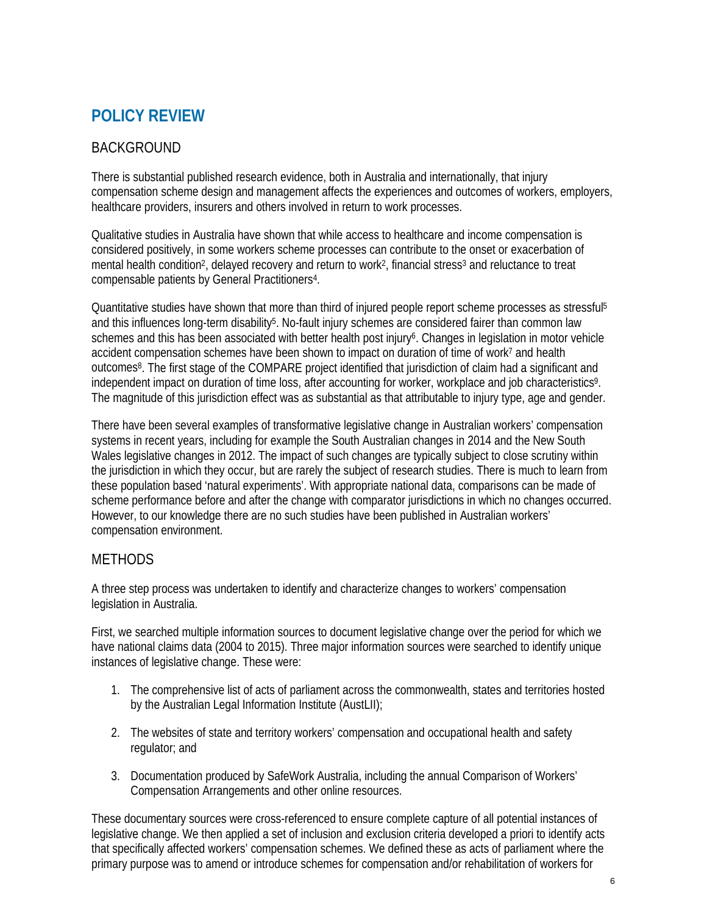# POLICY REVIEW

## BACKGROUND

There is substantial published research evidence, both in Australia and internationally, that injury compensation scheme design and management affects the experiences and outcomes of workers, employers, healthcare providers, insurers and others involved in return to work processes.

Qualitative studies in Australia have shown that while access to healthcare and income compensation is considered positively, in some workers scheme processes can contribute to the onset or exacerbation of mental health condition[2], delayed recovery and return to work[2], financial stress[3] and reluctance to treat compensable patients by General Practitioners[4].

Quantitative studies have shown that more than third of injured people report scheme processes as stressful[5] and this influences long-term disability[5]. No-fault injury schemes are considered fairer than common law schemes and this has been associated with better health post injury[6]. Changes in legislation in motor vehicle accident compensation schemes have been shown to impact on duration of time of work[7] and health outcomes[8]. The first stage of the COMPARE project identified that jurisdiction of claim had a significant and independent impact on duration of time loss, after accounting for worker, workplace and job characteristics[9]. The magnitude of this jurisdiction effect was as substantial as that attributable to injury type, age and gender.

There have been several examples of transformative legislative change in Australian workers' compensation systems in recent years, including for example the South Australian changes in 2014 and the New South Wales legislative changes in 2012. The impact of such changes are typically subject to close scrutiny within the jurisdiction in which they occur, but are rarely the subject of research studies. There is much to learn from these population based 'natural experiments'. With appropriate national data, comparisons can be made of scheme performance before and after the change with comparator jurisdictions in which no changes occurred. However, to our knowledge there are no such studies have been published in Australian workers' compensation environment.

## METHODS

A three step process was undertaken to identify and characterize changes to workers' compensation legislation in Australia.

First, we searched multiple information sources to document legislative change over the period for which we have national claims data (2004 to 2015). Three major information sources were searched to identify unique instances of legislative change. These were:

1. The comprehensive list of acts of parliament across the commonwealth, states and territories hosted by the Australian Legal Information Institute (AustLII);

2. The websites of state and territory workers' compensation and occupational health and safety regulator; and

3. Documentation produced by SafeWork Australia, including the annual Comparison of Workers' Compensation Arrangements and other online resources.

These documentary sources were cross-referenced to ensure complete capture of all potential instances of legislative change. We then applied a set of inclusion and exclusion criteria developed a priori to identify acts that specifically affected workers' compensation schemes. We defined these as acts of parliament where the primary purpose was to amend or introduce schemes for compensation and/or rehabilitation of workers for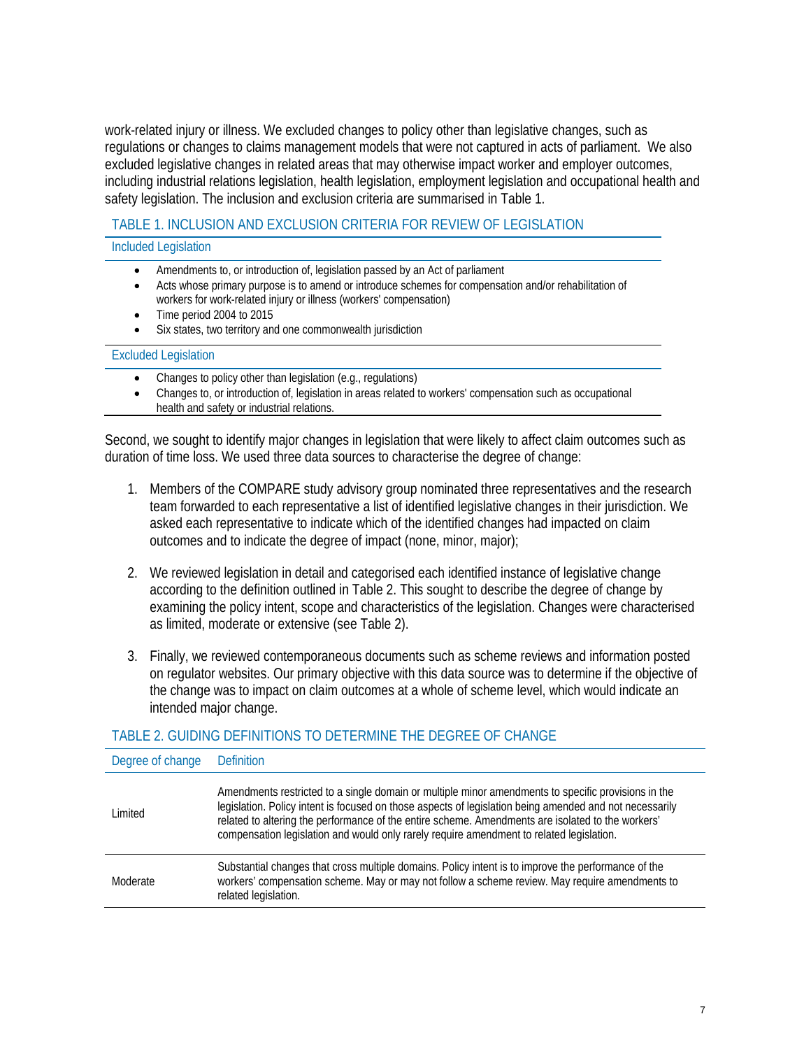work-related injury or illness. We excluded changes to policy other than legislative changes, such as regulations or changes to claims management models that were not captured in acts of parliament. We also excluded legislative changes in related areas that may otherwise impact worker and employer outcomes, including industrial relations legislation, health legislation, employment legislation and occupational health and safety legislation. The inclusion and exclusion criteria are summarised in Table 1.

### TABLE 1. INCLUSION AND EXCLUSION CRITERIA FOR REVIEW OF LEGISLATION

**Included Legislation**

- Amendments to, or introduction of, legislation passed by an Act of parliament
- Acts whose primary purpose is to amend or introduce schemes for compensation and/or rehabilitation of workers for work-related injury or illness (workers' compensation)
- Time period 2004 to 2015
- Six states, two territory and one commonwealth jurisdiction

**Excluded Legislation**

- Changes to policy other than legislation (e.g., regulations)
- Changes to, or introduction of, legislation in areas related to workers' compensation such as occupational health and safety or industrial relations.

Second, we sought to identify major changes in legislation that were likely to affect claim outcomes such as duration of time loss. We used three data sources to characterise the degree of change:

1. Members of the COMPARE study advisory group nominated three representatives and the research team forwarded to each representative a list of identified legislative changes in their jurisdiction. We asked each representative to indicate which of the identified changes had impacted on claim outcomes and to indicate the degree of impact (none, minor, major);

2. We reviewed legislation in detail and categorised each identified instance of legislative change according to the definition outlined in Table 2. This sought to describe the degree of change by examining the policy intent, scope and characteristics of the legislation. Changes were characterised as limited, moderate or extensive (see Table 2).

3. Finally, we reviewed contemporaneous documents such as scheme reviews and information posted on regulator websites. Our primary objective with this data source was to determine if the objective of the change was to impact on claim outcomes at a whole of scheme level, which would indicate an intended major change.

### TABLE 2. GUIDING DEFINITIONS TO DETERMINE THE DEGREE OF CHANGE

| Degree of change | Definition |
|---|---|
| Limited | Amendments restricted to a single domain or multiple minor amendments to specific provisions in the legislation. Policy intent is focused on those aspects of legislation being amended and not necessarily related to altering the performance of the entire scheme. Amendments are isolated to the workers' compensation legislation and would only rarely require amendment to related legislation. |
| Moderate | Substantial changes that cross multiple domains. Policy intent is to improve the performance of the workers' compensation scheme. May or may not follow a scheme review. May require amendments to related legislation. |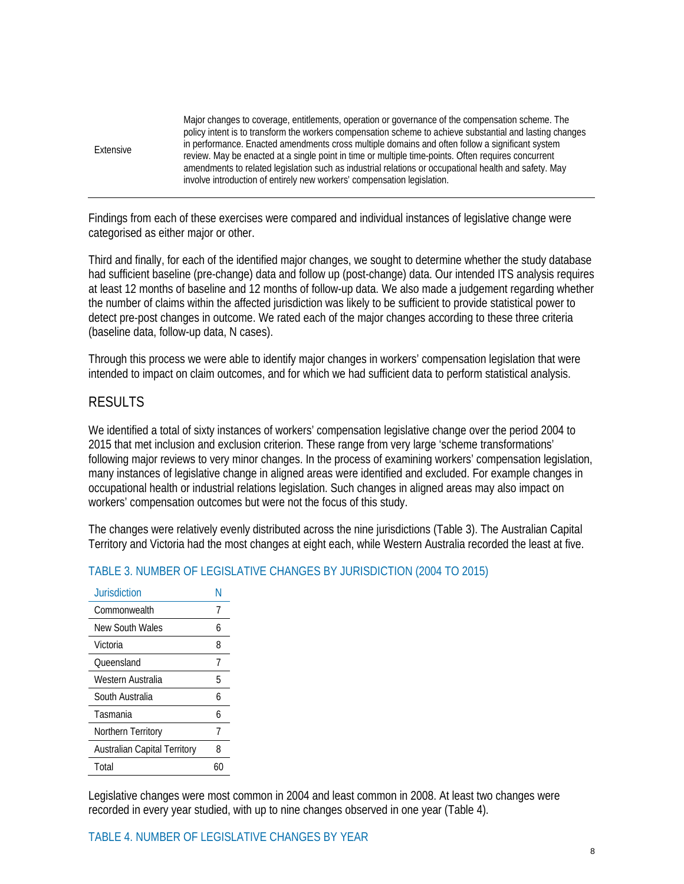| | |
|---|---|
| Extensive | Major changes to coverage, entitlements, operation or governance of the compensation scheme. The policy intent is to transform the workers compensation scheme to achieve substantial and lasting changes in performance. Enacted amendments cross multiple domains and often follow a significant system review. May be enacted at a single point in time or multiple time-points. Often requires concurrent amendments to related legislation such as industrial relations or occupational health and safety. May involve introduction of entirely new workers' compensation legislation. |

Findings from each of these exercises were compared and individual instances of legislative change were categorised as either major or other.

Third and finally, for each of the identified major changes, we sought to determine whether the study database had sufficient baseline (pre-change) data and follow up (post-change) data. Our intended ITS analysis requires at least 12 months of baseline and 12 months of follow-up data. We also made a judgement regarding whether the number of claims within the affected jurisdiction was likely to be sufficient to provide statistical power to detect pre-post changes in outcome. We rated each of the major changes according to these three criteria (baseline data, follow-up data, N cases).

Through this process we were able to identify major changes in workers' compensation legislation that were intended to impact on claim outcomes, and for which we had sufficient data to perform statistical analysis.

## RESULTS

We identified a total of sixty instances of workers' compensation legislative change over the period 2004 to 2015 that met inclusion and exclusion criterion. These range from very large 'scheme transformations' following major reviews to very minor changes. In the process of examining workers' compensation legislation, many instances of legislative change in aligned areas were identified and excluded. For example changes in occupational health or industrial relations legislation. Such changes in aligned areas may also impact on workers' compensation outcomes but were not the focus of this study.

The changes were relatively evenly distributed across the nine jurisdictions (Table 3). The Australian Capital Territory and Victoria had the most changes at eight each, while Western Australia recorded the least at five.

TABLE 3. NUMBER OF LEGISLATIVE CHANGES BY JURISDICTION (2004 TO 2015)

| Jurisdiction | N |
|---|---|
| Commonwealth | 7 |
| New South Wales | 6 |
| Victoria | 8 |
| Queensland | 7 |
| Western Australia | 5 |
| South Australia | 6 |
| Tasmania | 6 |
| Northern Territory | 7 |
| Australian Capital Territory | 8 |
| Total | 60 |

Legislative changes were most common in 2004 and least common in 2008. At least two changes were recorded in every year studied, with up to nine changes observed in one year (Table 4).

TABLE 4. NUMBER OF LEGISLATIVE CHANGES BY YEAR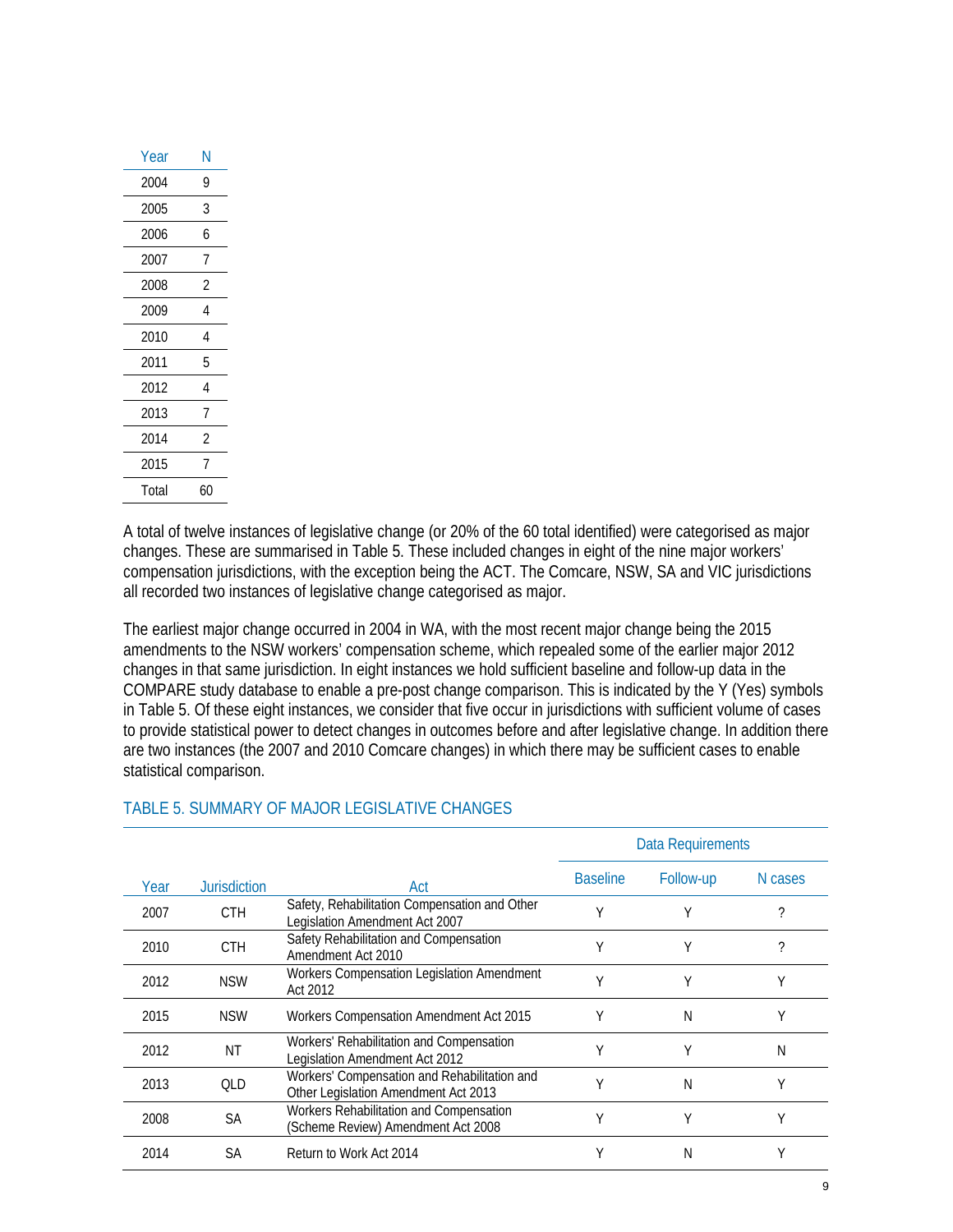| Year | N |
|---|---|
| 2004 | 9 |
| 2005 | 3 |
| 2006 | 6 |
| 2007 | 7 |
| 2008 | 2 |
| 2009 | 4 |
| 2010 | 4 |
| 2011 | 5 |
| 2012 | 4 |
| 2013 | 7 |
| 2014 | 2 |
| 2015 | 7 |
| Total | 60 |

A total of twelve instances of legislative change (or 20% of the 60 total identified) were categorised as major changes. These are summarised in Table 5. These included changes in eight of the nine major workers' compensation jurisdictions, with the exception being the ACT. The Comcare, NSW, SA and VIC jurisdictions all recorded two instances of legislative change categorised as major.

The earliest major change occurred in 2004 in WA, with the most recent major change being the 2015 amendments to the NSW workers' compensation scheme, which repealed some of the earlier major 2012 changes in that same jurisdiction. In eight instances we hold sufficient baseline and follow-up data in the COMPARE study database to enable a pre-post change comparison. This is indicated by the Y (Yes) symbols in Table 5. Of these eight instances, we consider that five occur in jurisdictions with sufficient volume of cases to provide statistical power to detect changes in outcomes before and after legislative change. In addition there are two instances (the 2007 and 2010 Comcare changes) in which there may be sufficient cases to enable statistical comparison.

TABLE 5. SUMMARY OF MAJOR LEGISLATIVE CHANGES

| | | | Data Requirements | | |
|---|---|---|---|---|---|
| Year | Jurisdiction | Act | Baseline | Follow-up | N cases |
| 2007 | CTH | Safety, Rehabilitation Compensation and Other Legislation Amendment Act 2007 | Y | Y | ? |
| 2010 | CTH | Safety Rehabilitation and Compensation Amendment Act 2010 | Y | Y | ? |
| 2012 | NSW | Workers Compensation Legislation Amendment Act 2012 | Y | Y | Y |
| 2015 | NSW | Workers Compensation Amendment Act 2015 | Y | N | Y |
| 2012 | NT | Workers' Rehabilitation and Compensation Legislation Amendment Act 2012 | Y | Y | N |
| 2013 | QLD | Workers' Compensation and Rehabilitation and Other Legislation Amendment Act 2013 | Y | N | Y |
| 2008 | SA | Workers Rehabilitation and Compensation (Scheme Review) Amendment Act 2008 | Y | Y | Y |
| 2014 | SA | Return to Work Act 2014 | Y | N | Y |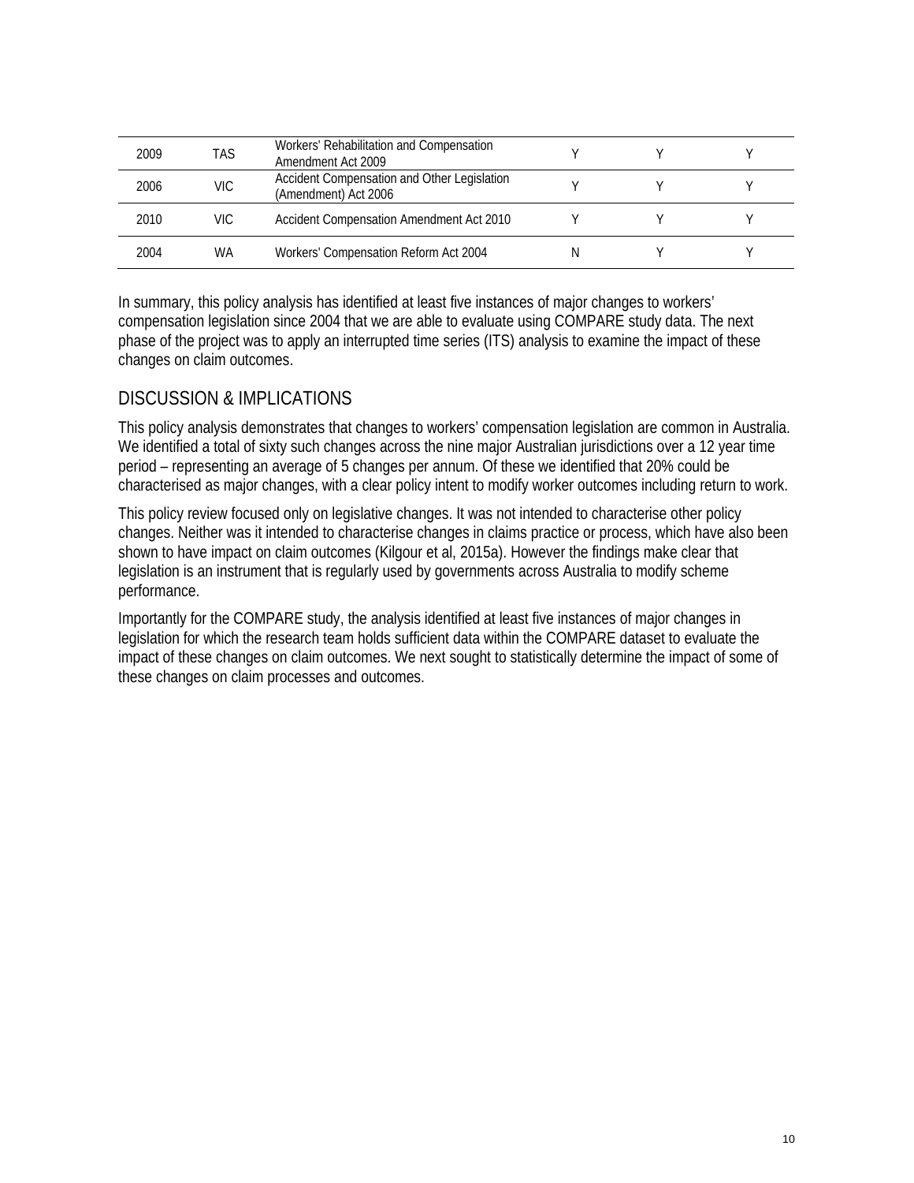| | | | | | |
|---|---|---|---|---|---|
| 2009 | TAS | Workers' Rehabilitation and Compensation Amendment Act 2009 | Y | Y | Y |
| 2006 | VIC | Accident Compensation and Other Legislation (Amendment) Act 2006 | Y | Y | Y |
| 2010 | VIC | Accident Compensation Amendment Act 2010 | Y | Y | Y |
| 2004 | WA | Workers' Compensation Reform Act 2004 | N | Y | Y |

In summary, this policy analysis has identified at least five instances of major changes to workers' compensation legislation since 2004 that we are able to evaluate using COMPARE study data. The next phase of the project was to apply an interrupted time series (ITS) analysis to examine the impact of these changes on claim outcomes.

## DISCUSSION & IMPLICATIONS

This policy analysis demonstrates that changes to workers' compensation legislation are common in Australia. We identified a total of sixty such changes across the nine major Australian jurisdictions over a 12 year time period – representing an average of 5 changes per annum. Of these we identified that 20% could be characterised as major changes, with a clear policy intent to modify worker outcomes including return to work.

This policy review focused only on legislative changes. It was not intended to characterise other policy changes. Neither was it intended to characterise changes in claims practice or process, which have also been shown to have impact on claim outcomes (Kilgour et al, 2015a). However the findings make clear that legislation is an instrument that is regularly used by governments across Australia to modify scheme performance.

Importantly for the COMPARE study, the analysis identified at least five instances of major changes in legislation for which the research team holds sufficient data within the COMPARE dataset to evaluate the impact of these changes on claim outcomes. We next sought to statistically determine the impact of some of these changes on claim processes and outcomes.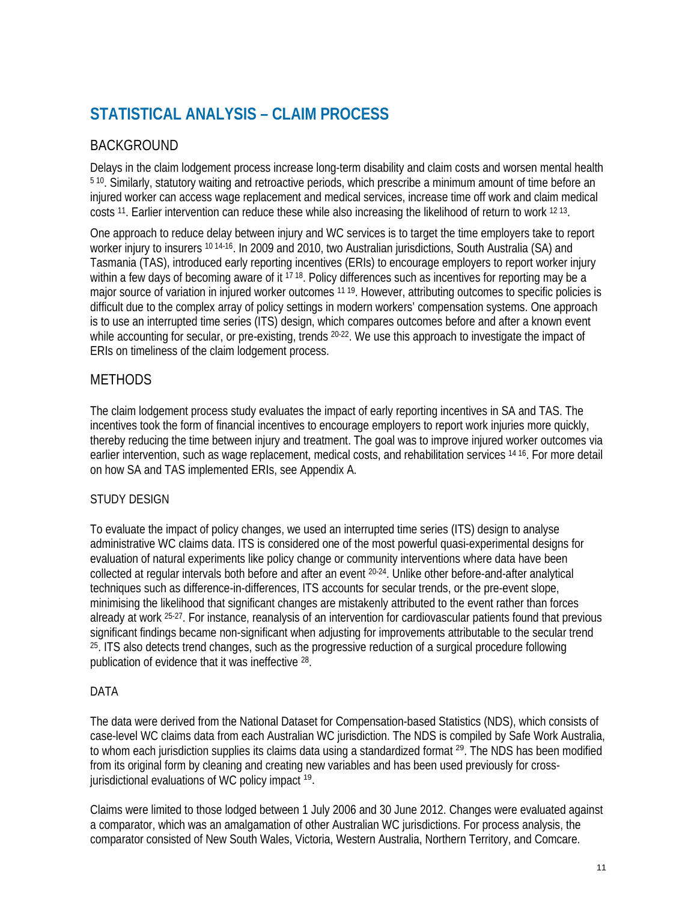# STATISTICAL ANALYSIS – CLAIM PROCESS

## BACKGROUND

Delays in the claim lodgement process increase long-term disability and claim costs and worsen mental health [5 10]. Similarly, statutory waiting and retroactive periods, which prescribe a minimum amount of time before an injured worker can access wage replacement and medical services, increase time off work and claim medical costs [11]. Earlier intervention can reduce these while also increasing the likelihood of return to work [12 13].

One approach to reduce delay between injury and WC services is to target the time employers take to report worker injury to insurers [10 14-16]. In 2009 and 2010, two Australian jurisdictions, South Australia (SA) and Tasmania (TAS), introduced early reporting incentives (ERIs) to encourage employers to report worker injury within a few days of becoming aware of it [17 18]. Policy differences such as incentives for reporting may be a major source of variation in injured worker outcomes [11 19]. However, attributing outcomes to specific policies is difficult due to the complex array of policy settings in modern workers' compensation systems. One approach is to use an interrupted time series (ITS) design, which compares outcomes before and after a known event while accounting for secular, or pre-existing, trends [20-22]. We use this approach to investigate the impact of ERIs on timeliness of the claim lodgement process.

## METHODS

The claim lodgement process study evaluates the impact of early reporting incentives in SA and TAS. The incentives took the form of financial incentives to encourage employers to report work injuries more quickly, thereby reducing the time between injury and treatment. The goal was to improve injured worker outcomes via earlier intervention, such as wage replacement, medical costs, and rehabilitation services [14 16]. For more detail on how SA and TAS implemented ERIs, see Appendix A.

### STUDY DESIGN

To evaluate the impact of policy changes, we used an interrupted time series (ITS) design to analyse administrative WC claims data. ITS is considered one of the most powerful quasi-experimental designs for evaluation of natural experiments like policy change or community interventions where data have been collected at regular intervals both before and after an event [20-24]. Unlike other before-and-after analytical techniques such as difference-in-differences, ITS accounts for secular trends, or the pre-event slope, minimising the likelihood that significant changes are mistakenly attributed to the event rather than forces already at work [25-27]. For instance, reanalysis of an intervention for cardiovascular patients found that previous significant findings became non-significant when adjusting for improvements attributable to the secular trend [25]. ITS also detects trend changes, such as the progressive reduction of a surgical procedure following publication of evidence that it was ineffective [28].

### DATA

The data were derived from the National Dataset for Compensation-based Statistics (NDS), which consists of case-level WC claims data from each Australian WC jurisdiction. The NDS is compiled by Safe Work Australia, to whom each jurisdiction supplies its claims data using a standardized format [29]. The NDS has been modified from its original form by cleaning and creating new variables and has been used previously for cross-jurisdictional evaluations of WC policy impact [19].

Claims were limited to those lodged between 1 July 2006 and 30 June 2012. Changes were evaluated against a comparator, which was an amalgamation of other Australian WC jurisdictions. For process analysis, the comparator consisted of New South Wales, Victoria, Western Australia, Northern Territory, and Comcare.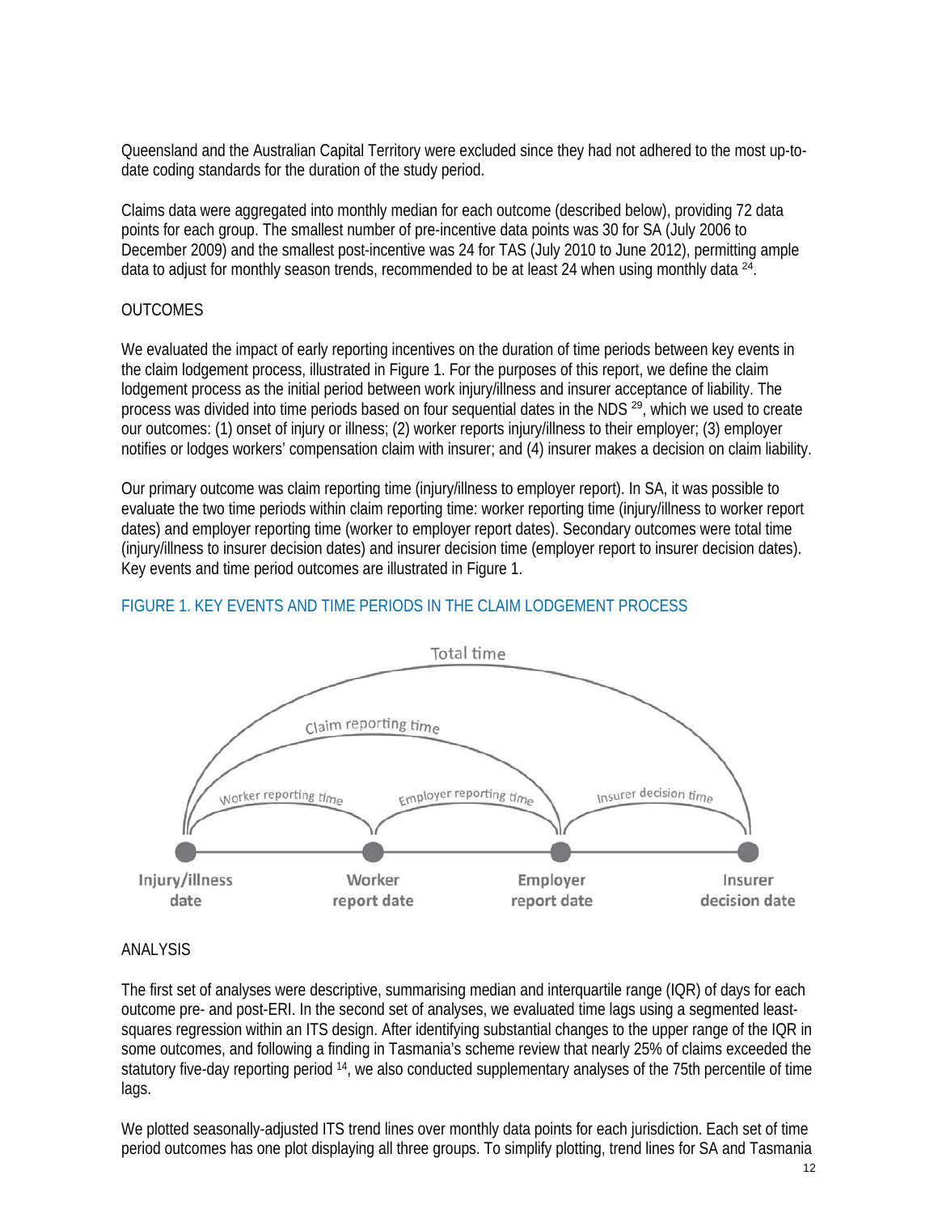Queensland and the Australian Capital Territory were excluded since they had not adhered to the most up-to-date coding standards for the duration of the study period.

Claims data were aggregated into monthly median for each outcome (described below), providing 72 data points for each group. The smallest number of pre-incentive data points was 30 for SA (July 2006 to December 2009) and the smallest post-incentive was 24 for TAS (July 2010 to June 2012), permitting ample data to adjust for monthly season trends, recommended to be at least 24 when using monthly data [24].

## OUTCOMES

We evaluated the impact of early reporting incentives on the duration of time periods between key events in the claim lodgement process, illustrated in Figure 1. For the purposes of this report, we define the claim lodgement process as the initial period between work injury/illness and insurer acceptance of liability. The process was divided into time periods based on four sequential dates in the NDS [29], which we used to create our outcomes: (1) onset of injury or illness; (2) worker reports injury/illness to their employer; (3) employer notifies or lodges workers' compensation claim with insurer; and (4) insurer makes a decision on claim liability.

Our primary outcome was claim reporting time (injury/illness to employer report). In SA, it was possible to evaluate the two time periods within claim reporting time: worker reporting time (injury/illness to worker report dates) and employer reporting time (worker to employer report dates). Secondary outcomes were total time (injury/illness to insurer decision dates) and insurer decision time (employer report to insurer decision dates). Key events and time period outcomes are illustrated in Figure 1.

FIGURE 1. KEY EVENTS AND TIME PERIODS IN THE CLAIM LODGEMENT PROCESS

Total time

Claim reporting time

Worker reporting time | Employer reporting time | Insurer decision time

Injury/illness date | Worker report date | Employer report date | Insurer decision date

## ANALYSIS

The first set of analyses were descriptive, summarising median and interquartile range (IQR) of days for each outcome pre- and post-ERI. In the second set of analyses, we evaluated time lags using a segmented least-squares regression within an ITS design. After identifying substantial changes to the upper range of the IQR in some outcomes, and following a finding in Tasmania's scheme review that nearly 25% of claims exceeded the statutory five-day reporting period [14], we also conducted supplementary analyses of the 75th percentile of time lags.

We plotted seasonally-adjusted ITS trend lines over monthly data points for each jurisdiction. Each set of time period outcomes has one plot displaying all three groups. To simplify plotting, trend lines for SA and Tasmania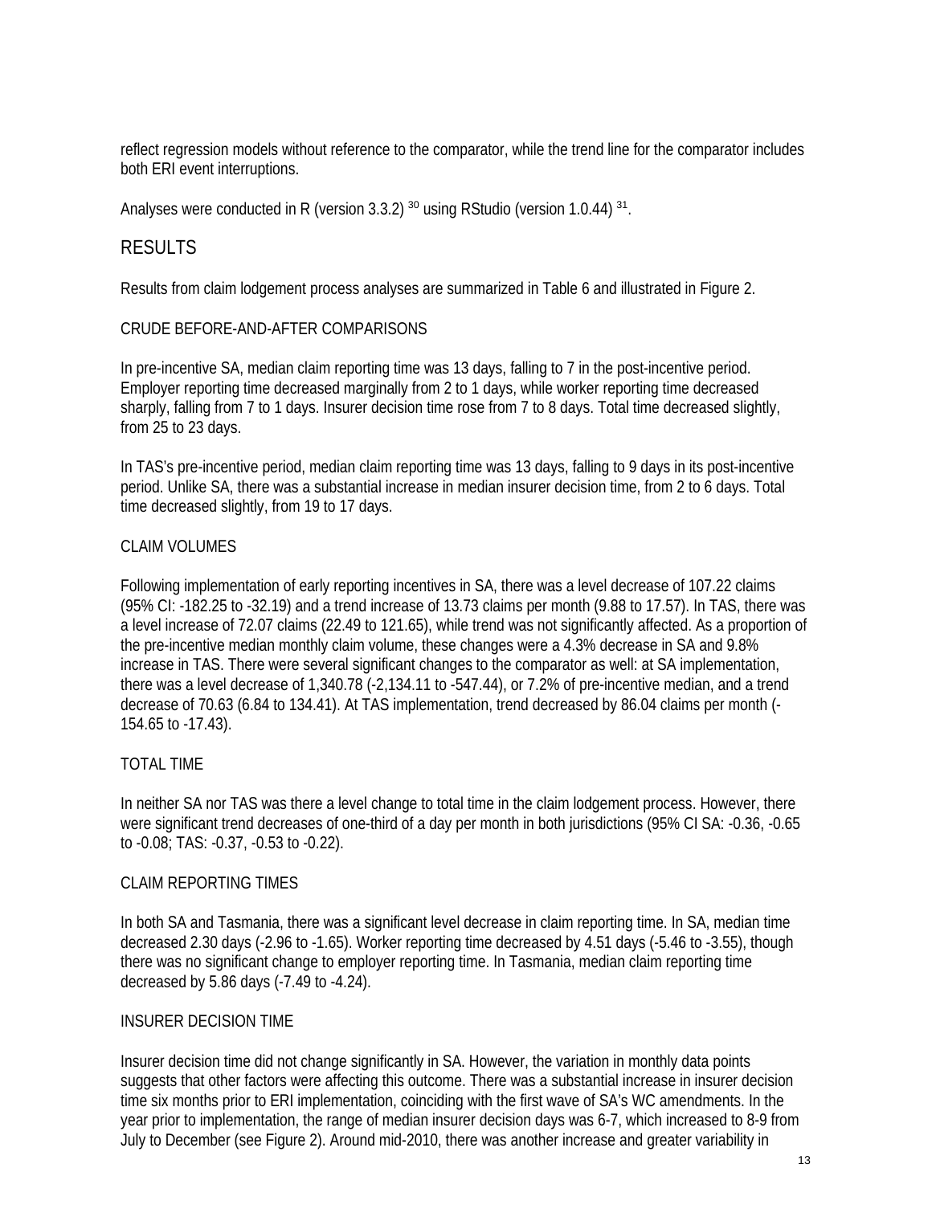reflect regression models without reference to the comparator, while the trend line for the comparator includes both ERI event interruptions.

Analyses were conducted in R (version 3.3.2) [30] using RStudio (version 1.0.44) [31].

## RESULTS

Results from claim lodgement process analyses are summarized in Table 6 and illustrated in Figure 2.

### CRUDE BEFORE-AND-AFTER COMPARISONS

In pre-incentive SA, median claim reporting time was 13 days, falling to 7 in the post-incentive period. Employer reporting time decreased marginally from 2 to 1 days, while worker reporting time decreased sharply, falling from 7 to 1 days. Insurer decision time rose from 7 to 8 days. Total time decreased slightly, from 25 to 23 days.

In TAS's pre-incentive period, median claim reporting time was 13 days, falling to 9 days in its post-incentive period. Unlike SA, there was a substantial increase in median insurer decision time, from 2 to 6 days. Total time decreased slightly, from 19 to 17 days.

### CLAIM VOLUMES

Following implementation of early reporting incentives in SA, there was a level decrease of 107.22 claims (95% CI: -182.25 to -32.19) and a trend increase of 13.73 claims per month (9.88 to 17.57). In TAS, there was a level increase of 72.07 claims (22.49 to 121.65), while trend was not significantly affected. As a proportion of the pre-incentive median monthly claim volume, these changes were a 4.3% decrease in SA and 9.8% increase in TAS. There were several significant changes to the comparator as well: at SA implementation, there was a level decrease of 1,340.78 (-2,134.11 to -547.44), or 7.2% of pre-incentive median, and a trend decrease of 70.63 (6.84 to 134.41). At TAS implementation, trend decreased by 86.04 claims per month (-154.65 to -17.43).

### TOTAL TIME

In neither SA nor TAS was there a level change to total time in the claim lodgement process. However, there were significant trend decreases of one-third of a day per month in both jurisdictions (95% CI SA: -0.36, -0.65 to -0.08; TAS: -0.37, -0.53 to -0.22).

### CLAIM REPORTING TIMES

In both SA and Tasmania, there was a significant level decrease in claim reporting time. In SA, median time decreased 2.30 days (-2.96 to -1.65). Worker reporting time decreased by 4.51 days (-5.46 to -3.55), though there was no significant change to employer reporting time. In Tasmania, median claim reporting time decreased by 5.86 days (-7.49 to -4.24).

### INSURER DECISION TIME

Insurer decision time did not change significantly in SA. However, the variation in monthly data points suggests that other factors were affecting this outcome. There was a substantial increase in insurer decision time six months prior to ERI implementation, coinciding with the first wave of SA's WC amendments. In the year prior to implementation, the range of median insurer decision days was 6-7, which increased to 8-9 from July to December (see Figure 2). Around mid-2010, there was another increase and greater variability in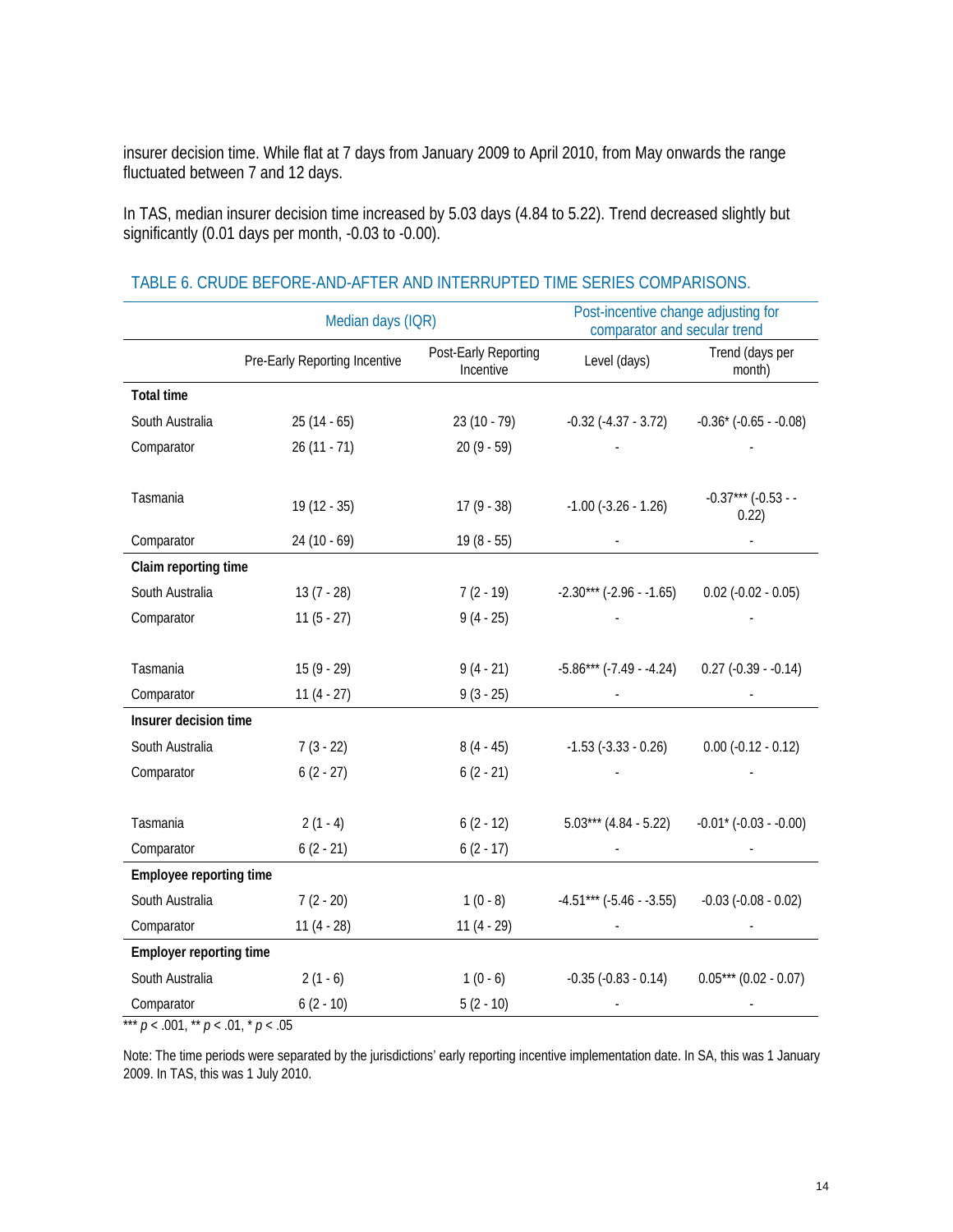insurer decision time. While flat at 7 days from January 2009 to April 2010, from May onwards the range fluctuated between 7 and 12 days.

In TAS, median insurer decision time increased by 5.03 days (4.84 to 5.22). Trend decreased slightly but significantly (0.01 days per month, -0.03 to -0.00).

## TABLE 6. CRUDE BEFORE-AND-AFTER AND INTERRUPTED TIME SERIES COMPARISONS.

| | Median days (IQR) | | Post-incentive change adjusting for comparator and secular trend | |
|---|---|---|---|---|
| | Pre-Early Reporting Incentive | Post-Early Reporting Incentive | Level (days) | Trend (days per month) |
| **Total time** | | | | |
| South Australia | 25 (14 - 65) | 23 (10 - 79) | -0.32 (-4.37 - 3.72) | -0.36* (-0.65 - -0.08) |
| Comparator | 26 (11 - 71) | 20 (9 - 59) | - | - |
| Tasmania | 19 (12 - 35) | 17 (9 - 38) | -1.00 (-3.26 - 1.26) | -0.37*** (-0.53 - -0.22) |
| Comparator | 24 (10 - 69) | 19 (8 - 55) | - | - |
| **Claim reporting time** | | | | |
| South Australia | 13 (7 - 28) | 7 (2 - 19) | -2.30*** (-2.96 - -1.65) | 0.02 (-0.02 - 0.05) |
| Comparator | 11 (5 - 27) | 9 (4 - 25) | - | - |
| Tasmania | 15 (9 - 29) | 9 (4 - 21) | -5.86*** (-7.49 - -4.24) | 0.27 (-0.39 - -0.14) |
| Comparator | 11 (4 - 27) | 9 (3 - 25) | - | - |
| **Insurer decision time** | | | | |
| South Australia | 7 (3 - 22) | 8 (4 - 45) | -1.53 (-3.33 - 0.26) | 0.00 (-0.12 - 0.12) |
| Comparator | 6 (2 - 27) | 6 (2 - 21) | - | - |
| Tasmania | 2 (1 - 4) | 6 (2 - 12) | 5.03*** (4.84 - 5.22) | -0.01* (-0.03 - -0.00) |
| Comparator | 6 (2 - 21) | 6 (2 - 17) | - | - |
| **Employee reporting time** | | | | |
| South Australia | 7 (2 - 20) | 1 (0 - 8) | -4.51*** (-5.46 - -3.55) | -0.03 (-0.08 - 0.02) |
| Comparator | 11 (4 - 28) | 11 (4 - 29) | - | - |
| **Employer reporting time** | | | | |
| South Australia | 2 (1 - 6) | 1 (0 - 6) | -0.35 (-0.83 - 0.14) | 0.05*** (0.02 - 0.07) |
| Comparator | 6 (2 - 10) | 5 (2 - 10) | - | - |

*** $p < .001$, ** $p < .01$, * $p < .05$

Note: The time periods were separated by the jurisdictions' early reporting incentive implementation date. In SA, this was 1 January 2009. In TAS, this was 1 July 2010.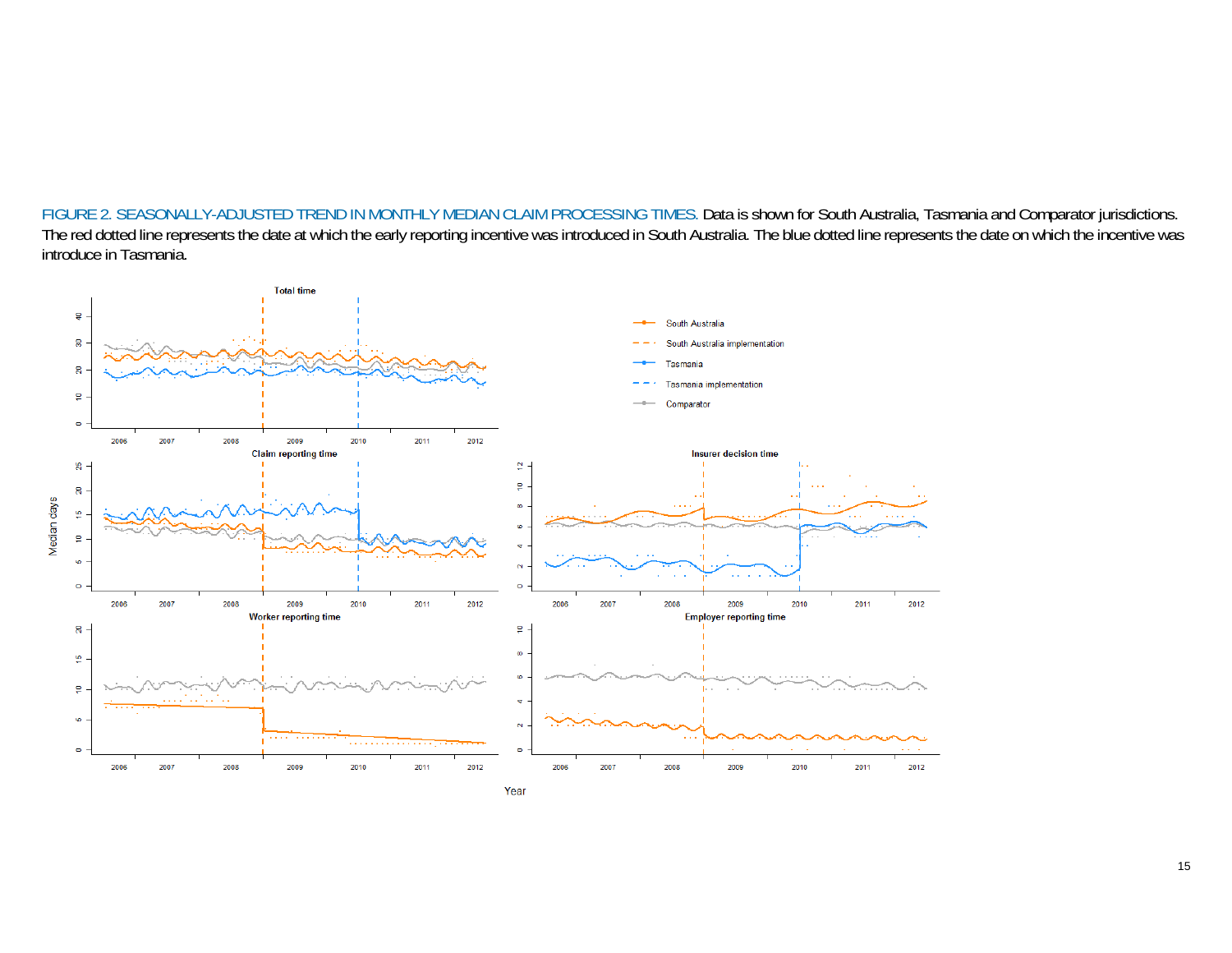FIGURE 2. SEASONALLY-ADJUSTED TREND IN MONTHLY MEDIAN CLAIM PROCESSING TIMES. Data is shown for South Australia, Tasmania and Comparator jurisdictions. The red dotted line represents the date at which the early reporting incentive was introduced in South Australia. The blue dotted line represents the date on which the incentive was introduce in Tasmania.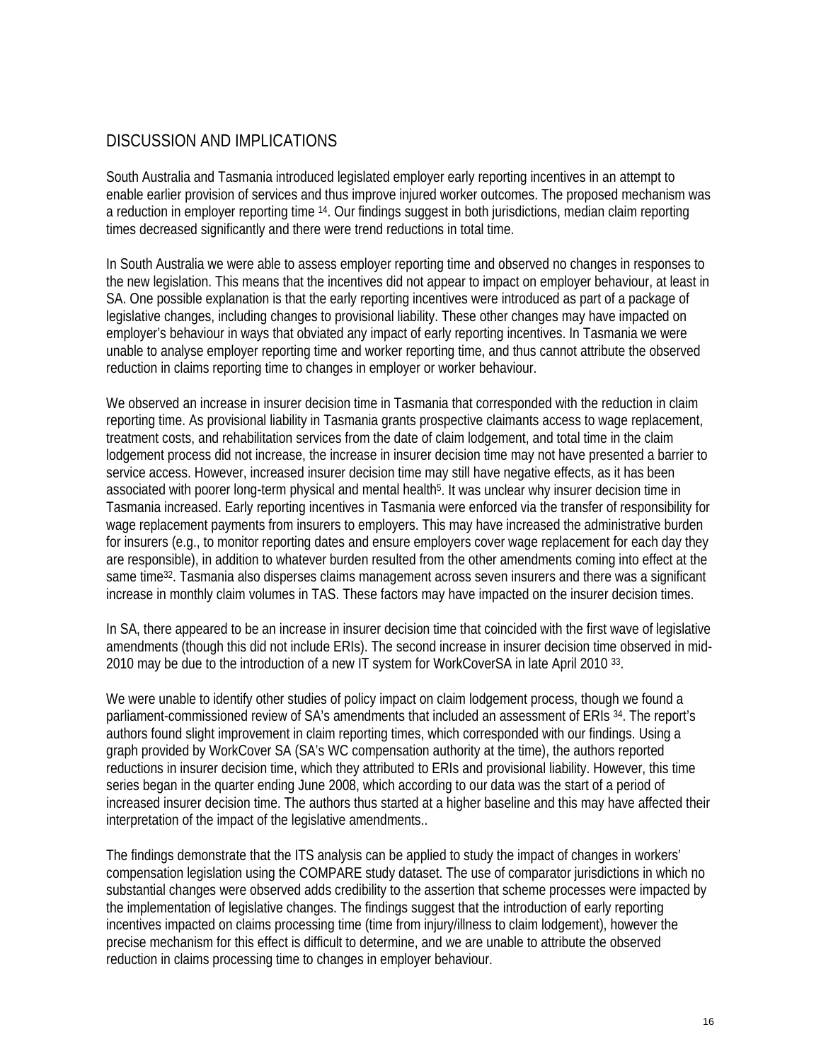## DISCUSSION AND IMPLICATIONS

South Australia and Tasmania introduced legislated employer early reporting incentives in an attempt to enable earlier provision of services and thus improve injured worker outcomes. The proposed mechanism was a reduction in employer reporting time [14]. Our findings suggest in both jurisdictions, median claim reporting times decreased significantly and there were trend reductions in total time.

In South Australia we were able to assess employer reporting time and observed no changes in responses to the new legislation. This means that the incentives did not appear to impact on employer behaviour, at least in SA. One possible explanation is that the early reporting incentives were introduced as part of a package of legislative changes, including changes to provisional liability. These other changes may have impacted on employer's behaviour in ways that obviated any impact of early reporting incentives. In Tasmania we were unable to analyse employer reporting time and worker reporting time, and thus cannot attribute the observed reduction in claims reporting time to changes in employer or worker behaviour.

We observed an increase in insurer decision time in Tasmania that corresponded with the reduction in claim reporting time. As provisional liability in Tasmania grants prospective claimants access to wage replacement, treatment costs, and rehabilitation services from the date of claim lodgement, and total time in the claim lodgement process did not increase, the increase in insurer decision time may not have presented a barrier to service access. However, increased insurer decision time may still have negative effects, as it has been associated with poorer long-term physical and mental health[5]. It was unclear why insurer decision time in Tasmania increased. Early reporting incentives in Tasmania were enforced via the transfer of responsibility for wage replacement payments from insurers to employers. This may have increased the administrative burden for insurers (e.g., to monitor reporting dates and ensure employers cover wage replacement for each day they are responsible), in addition to whatever burden resulted from the other amendments coming into effect at the same time[32]. Tasmania also disperses claims management across seven insurers and there was a significant increase in monthly claim volumes in TAS. These factors may have impacted on the insurer decision times.

In SA, there appeared to be an increase in insurer decision time that coincided with the first wave of legislative amendments (though this did not include ERIs). The second increase in insurer decision time observed in mid-2010 may be due to the introduction of a new IT system for WorkCoverSA in late April 2010 [33].

We were unable to identify other studies of policy impact on claim lodgement process, though we found a parliament-commissioned review of SA's amendments that included an assessment of ERIs [34]. The report's authors found slight improvement in claim reporting times, which corresponded with our findings. Using a graph provided by WorkCover SA (SA's WC compensation authority at the time), the authors reported reductions in insurer decision time, which they attributed to ERIs and provisional liability. However, this time series began in the quarter ending June 2008, which according to our data was the start of a period of increased insurer decision time. The authors thus started at a higher baseline and this may have affected their interpretation of the impact of the legislative amendments..

The findings demonstrate that the ITS analysis can be applied to study the impact of changes in workers' compensation legislation using the COMPARE study dataset. The use of comparator jurisdictions in which no substantial changes were observed adds credibility to the assertion that scheme processes were impacted by the implementation of legislative changes. The findings suggest that the introduction of early reporting incentives impacted on claims processing time (time from injury/illness to claim lodgement), however the precise mechanism for this effect is difficult to determine, and we are unable to attribute the observed reduction in claims processing time to changes in employer behaviour.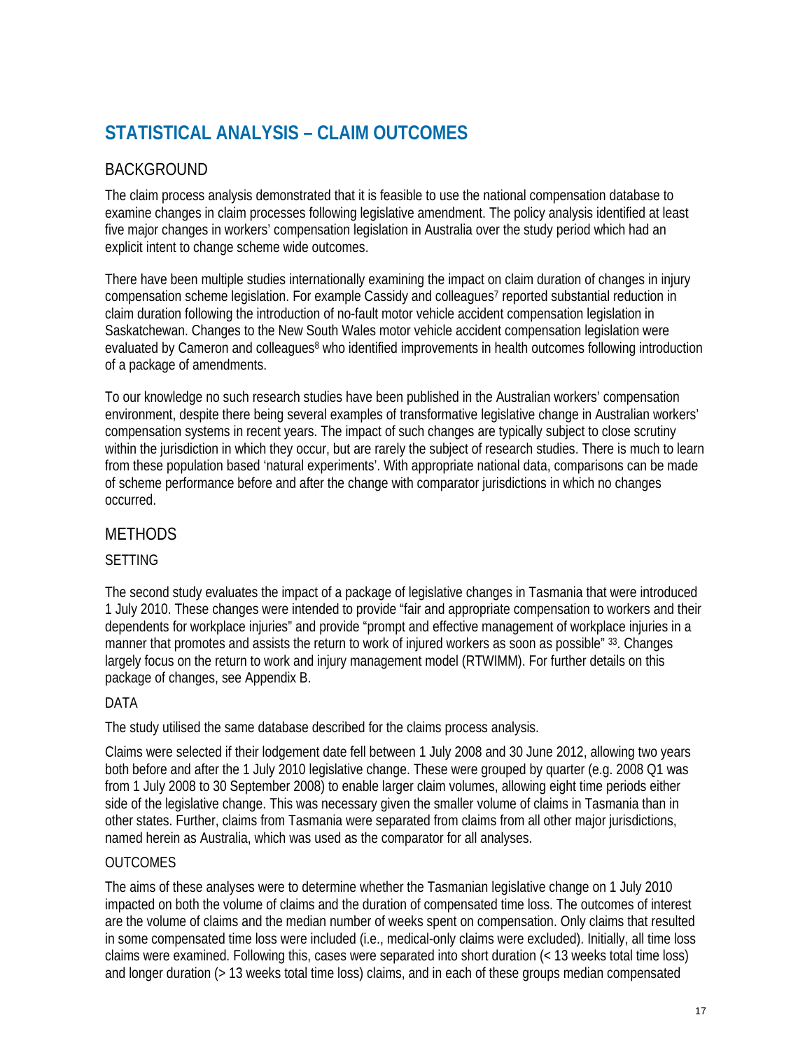# STATISTICAL ANALYSIS – CLAIM OUTCOMES

## BACKGROUND

The claim process analysis demonstrated that it is feasible to use the national compensation database to examine changes in claim processes following legislative amendment. The policy analysis identified at least five major changes in workers' compensation legislation in Australia over the study period which had an explicit intent to change scheme wide outcomes.

There have been multiple studies internationally examining the impact on claim duration of changes in injury compensation scheme legislation. For example Cassidy and colleagues[7] reported substantial reduction in claim duration following the introduction of no-fault motor vehicle accident compensation legislation in Saskatchewan. Changes to the New South Wales motor vehicle accident compensation legislation were evaluated by Cameron and colleagues[8] who identified improvements in health outcomes following introduction of a package of amendments.

To our knowledge no such research studies have been published in the Australian workers' compensation environment, despite there being several examples of transformative legislative change in Australian workers' compensation systems in recent years. The impact of such changes are typically subject to close scrutiny within the jurisdiction in which they occur, but are rarely the subject of research studies. There is much to learn from these population based 'natural experiments'. With appropriate national data, comparisons can be made of scheme performance before and after the change with comparator jurisdictions in which no changes occurred.

## METHODS

### SETTING

The second study evaluates the impact of a package of legislative changes in Tasmania that were introduced 1 July 2010. These changes were intended to provide "fair and appropriate compensation to workers and their dependents for workplace injuries" and provide "prompt and effective management of workplace injuries in a manner that promotes and assists the return to work of injured workers as soon as possible" [33]. Changes largely focus on the return to work and injury management model (RTWIMM). For further details on this package of changes, see Appendix B.

### DATA

The study utilised the same database described for the claims process analysis.

Claims were selected if their lodgement date fell between 1 July 2008 and 30 June 2012, allowing two years both before and after the 1 July 2010 legislative change. These were grouped by quarter (e.g. 2008 Q1 was from 1 July 2008 to 30 September 2008) to enable larger claim volumes, allowing eight time periods either side of the legislative change. This was necessary given the smaller volume of claims in Tasmania than in other states. Further, claims from Tasmania were separated from claims from all other major jurisdictions, named herein as Australia, which was used as the comparator for all analyses.

### OUTCOMES

The aims of these analyses were to determine whether the Tasmanian legislative change on 1 July 2010 impacted on both the volume of claims and the duration of compensated time loss. The outcomes of interest are the volume of claims and the median number of weeks spent on compensation. Only claims that resulted in some compensated time loss were included (i.e., medical-only claims were excluded). Initially, all time loss claims were examined. Following this, cases were separated into short duration (< 13 weeks total time loss) and longer duration (> 13 weeks total time loss) claims, and in each of these groups median compensated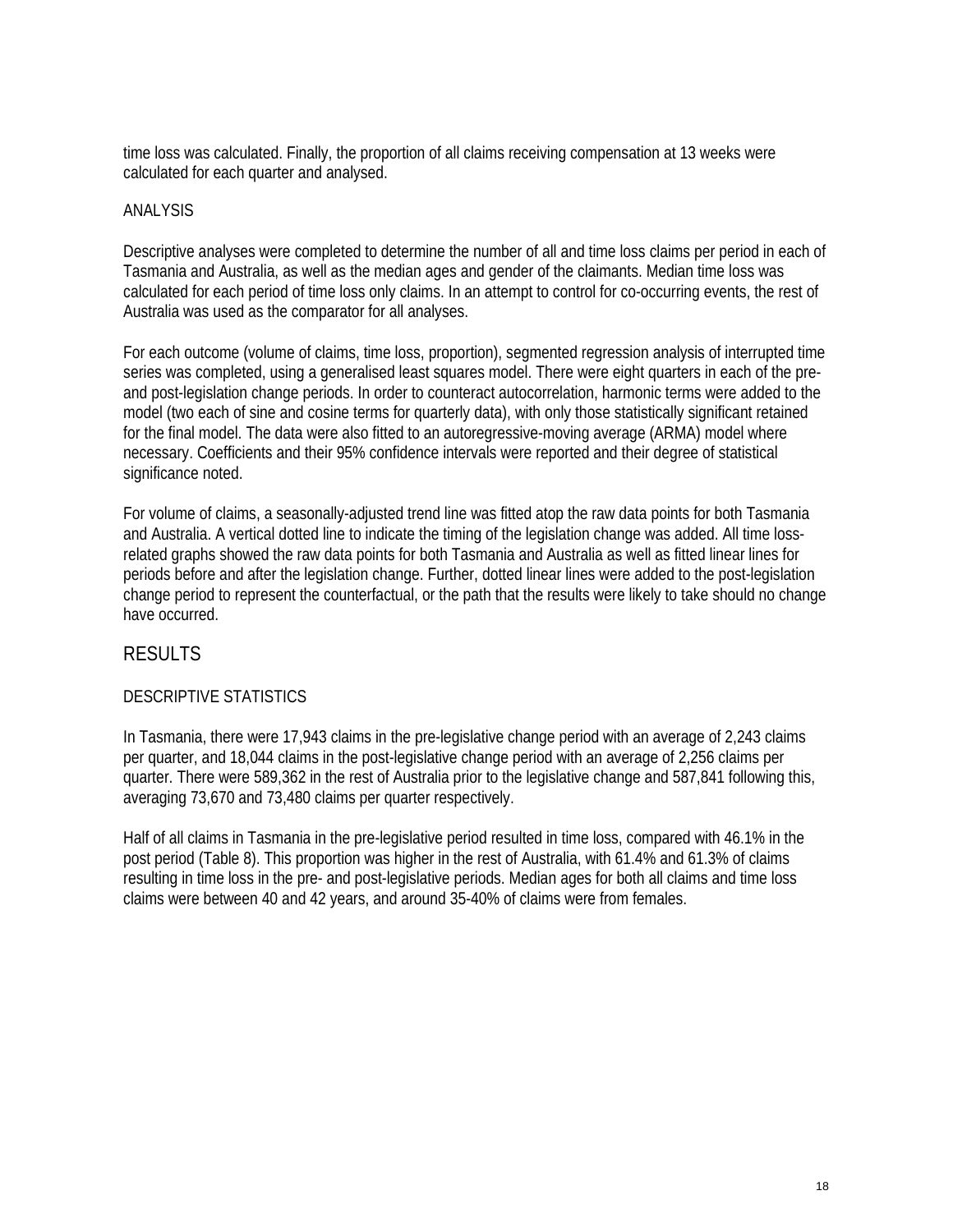time loss was calculated. Finally, the proportion of all claims receiving compensation at 13 weeks were calculated for each quarter and analysed.

### ANALYSIS

Descriptive analyses were completed to determine the number of all and time loss claims per period in each of Tasmania and Australia, as well as the median ages and gender of the claimants. Median time loss was calculated for each period of time loss only claims. In an attempt to control for co-occurring events, the rest of Australia was used as the comparator for all analyses.

For each outcome (volume of claims, time loss, proportion), segmented regression analysis of interrupted time series was completed, using a generalised least squares model. There were eight quarters in each of the pre- and post-legislation change periods. In order to counteract autocorrelation, harmonic terms were added to the model (two each of sine and cosine terms for quarterly data), with only those statistically significant retained for the final model. The data were also fitted to an autoregressive-moving average (ARMA) model where necessary. Coefficients and their 95% confidence intervals were reported and their degree of statistical significance noted.

For volume of claims, a seasonally-adjusted trend line was fitted atop the raw data points for both Tasmania and Australia. A vertical dotted line to indicate the timing of the legislation change was added. All time loss-related graphs showed the raw data points for both Tasmania and Australia as well as fitted linear lines for periods before and after the legislation change. Further, dotted linear lines were added to the post-legislation change period to represent the counterfactual, or the path that the results were likely to take should no change have occurred.

## RESULTS

### DESCRIPTIVE STATISTICS

In Tasmania, there were 17,943 claims in the pre-legislative change period with an average of 2,243 claims per quarter, and 18,044 claims in the post-legislative change period with an average of 2,256 claims per quarter. There were 589,362 in the rest of Australia prior to the legislative change and 587,841 following this, averaging 73,670 and 73,480 claims per quarter respectively.

Half of all claims in Tasmania in the pre-legislative period resulted in time loss, compared with 46.1% in the post period (Table 8). This proportion was higher in the rest of Australia, with 61.4% and 61.3% of claims resulting in time loss in the pre- and post-legislative periods. Median ages for both all claims and time loss claims were between 40 and 42 years, and around 35-40% of claims were from females.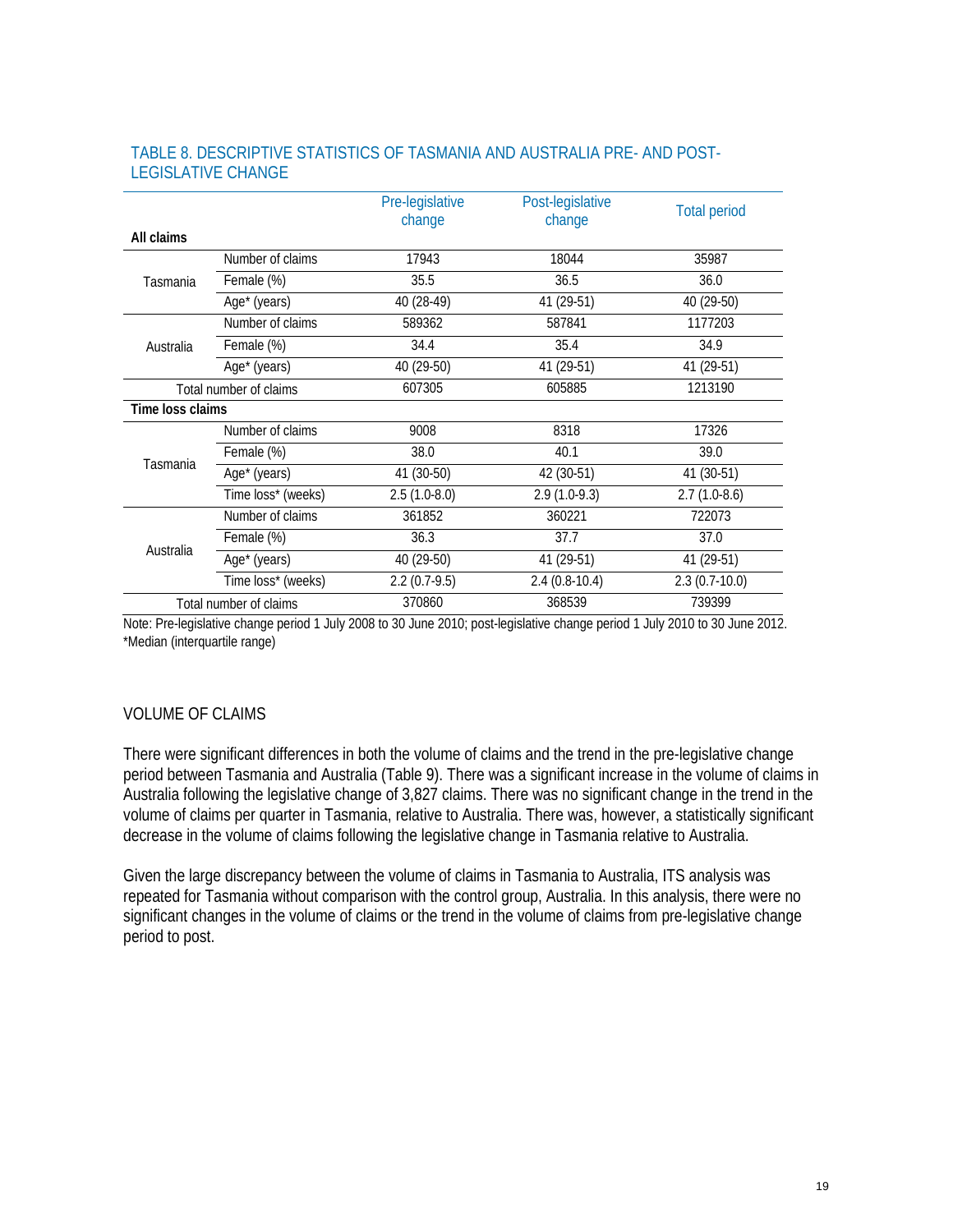## TABLE 8. DESCRIPTIVE STATISTICS OF TASMANIA AND AUSTRALIA PRE- AND POST-LEGISLATIVE CHANGE

| | | Pre-legislative change | Post-legislative change | Total period |
|---|---|---|---|---|
| **All claims** | | | | |
| Tasmania | Number of claims | 17943 | 18044 | 35987 |
| | Female (%) | 35.5 | 36.5 | 36.0 |
| | Age* (years) | 40 (28-49) | 41 (29-51) | 40 (29-50) |
| Australia | Number of claims | 589362 | 587841 | 1177203 |
| | Female (%) | 34.4 | 35.4 | 34.9 |
| | Age* (years) | 40 (29-50) | 41 (29-51) | 41 (29-51) |
| Total number of claims | | 607305 | 605885 | 1213190 |
| **Time loss claims** | | | | |
| Tasmania | Number of claims | 9008 | 8318 | 17326 |
| | Female (%) | 38.0 | 40.1 | 39.0 |
| | Age* (years) | 41 (30-50) | 42 (30-51) | 41 (30-51) |
| | Time loss* (weeks) | 2.5 (1.0-8.0) | 2.9 (1.0-9.3) | 2.7 (1.0-8.6) |
| Australia | Number of claims | 361852 | 360221 | 722073 |
| | Female (%) | 36.3 | 37.7 | 37.0 |
| | Age* (years) | 40 (29-50) | 41 (29-51) | 41 (29-51) |
| | Time loss* (weeks) | 2.2 (0.7-9.5) | 2.4 (0.8-10.4) | 2.3 (0.7-10.0) |
| Total number of claims | | 370860 | 368539 | 739399 |

Note: Pre-legislative change period 1 July 2008 to 30 June 2010; post-legislative change period 1 July 2010 to 30 June 2012.
*Median (interquartile range)

## VOLUME OF CLAIMS

There were significant differences in both the volume of claims and the trend in the pre-legislative change period between Tasmania and Australia (Table 9). There was a significant increase in the volume of claims in Australia following the legislative change of 3,827 claims. There was no significant change in the trend in the volume of claims per quarter in Tasmania, relative to Australia. There was, however, a statistically significant decrease in the volume of claims following the legislative change in Tasmania relative to Australia.

Given the large discrepancy between the volume of claims in Tasmania to Australia, ITS analysis was repeated for Tasmania without comparison with the control group, Australia. In this analysis, there were no significant changes in the volume of claims or the trend in the volume of claims from pre-legislative change period to post.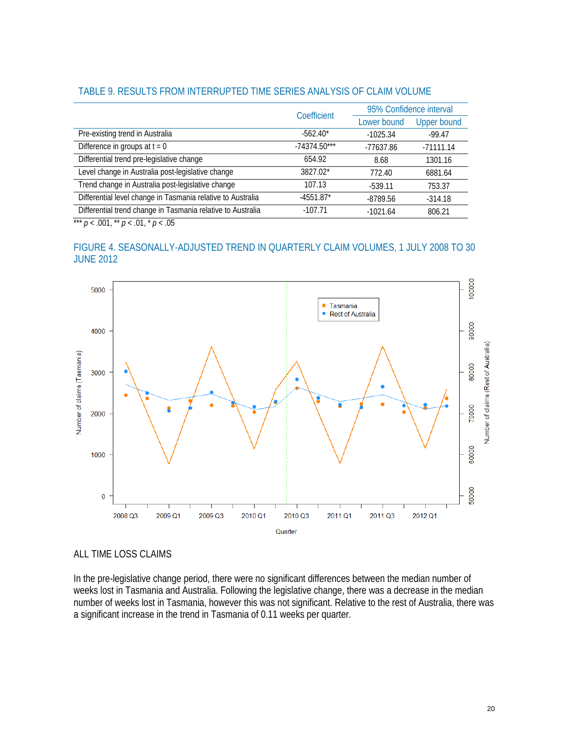## TABLE 9. RESULTS FROM INTERRUPTED TIME SERIES ANALYSIS OF CLAIM VOLUME

| | Coefficient | 95% Confidence interval | |
|---|---|---|---|
| | | Lower bound | Upper bound |
| Pre-existing trend in Australia | -562.40* | -1025.34 | -99.47 |
| Difference in groups at t = 0 | -74374.50*** | -77637.86 | -71111.14 |
| Differential trend pre-legislative change | 654.92 | 8.68 | 1301.16 |
| Level change in Australia post-legislative change | 3827.02* | 772.40 | 6881.64 |
| Trend change in Australia post-legislative change | 107.13 | -539.11 | 753.37 |
| Differential level change in Tasmania relative to Australia | -4551.87* | -8789.56 | -314.18 |
| Differential trend change in Tasmania relative to Australia | -107.71 | -1021.64 | 806.21 |

*** $p < .001$, ** $p < .01$, * $p < .05$

## FIGURE 4. SEASONALLY-ADJUSTED TREND IN QUARTERLY CLAIM VOLUMES, 1 JULY 2008 TO 30 JUNE 2012

### ALL TIME LOSS CLAIMS

In the pre-legislative change period, there were no significant differences between the median number of weeks lost in Tasmania and Australia. Following the legislative change, there was a decrease in the median number of weeks lost in Tasmania, however this was not significant. Relative to the rest of Australia, there was a significant increase in the trend in Tasmania of 0.11 weeks per quarter.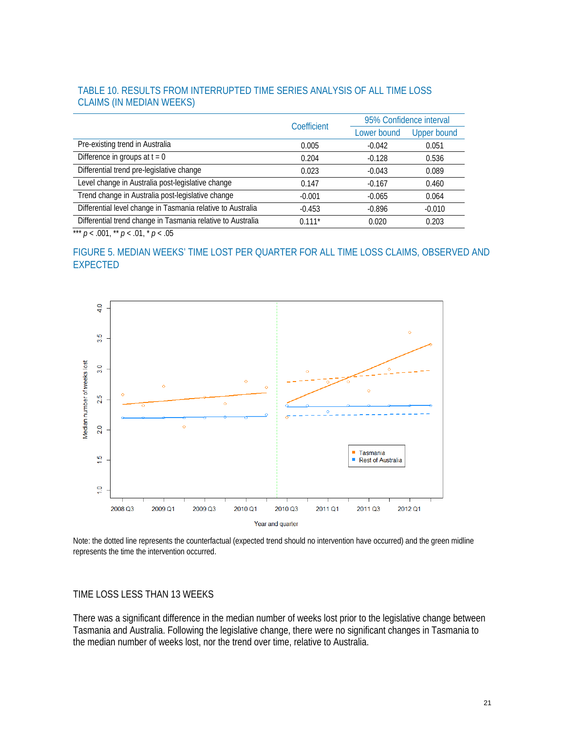### TABLE 10. RESULTS FROM INTERRUPTED TIME SERIES ANALYSIS OF ALL TIME LOSS CLAIMS (IN MEDIAN WEEKS)

| | Coefficient | 95% Confidence interval | |
|---|---|---|---|
| | | Lower bound | Upper bound |
| Pre-existing trend in Australia | 0.005 | -0.042 | 0.051 |
| Difference in groups at t = 0 | 0.204 | -0.128 | 0.536 |
| Differential trend pre-legislative change | 0.023 | -0.043 | 0.089 |
| Level change in Australia post-legislative change | 0.147 | -0.167 | 0.460 |
| Trend change in Australia post-legislative change | -0.001 | -0.065 | 0.064 |
| Differential level change in Tasmania relative to Australia | -0.453 | -0.896 | -0.010 |
| Differential trend change in Tasmania relative to Australia | 0.111* | 0.020 | 0.203 |

*** $p < .001$, ** $p < .01$, * $p < .05$

### FIGURE 5. MEDIAN WEEKS' TIME LOST PER QUARTER FOR ALL TIME LOSS CLAIMS, OBSERVED AND EXPECTED

Note: the dotted line represents the counterfactual (expected trend should no intervention have occurred) and the green midline represents the time the intervention occurred.

### TIME LOSS LESS THAN 13 WEEKS

There was a significant difference in the median number of weeks lost prior to the legislative change between Tasmania and Australia. Following the legislative change, there were no significant changes in Tasmania to the median number of weeks lost, nor the trend over time, relative to Australia.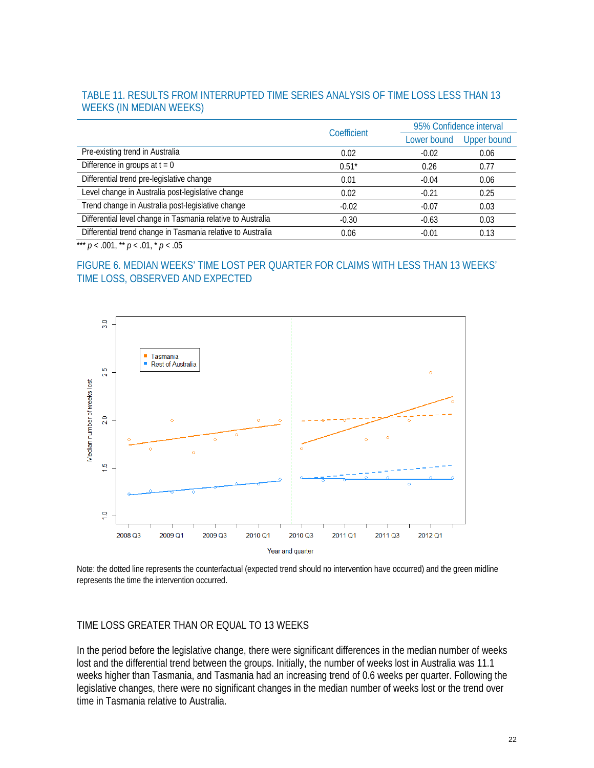### TABLE 11. RESULTS FROM INTERRUPTED TIME SERIES ANALYSIS OF TIME LOSS LESS THAN 13 WEEKS (IN MEDIAN WEEKS)

| | Coefficient | 95% Confidence interval | |
|---|---|---|---|
| | | Lower bound | Upper bound |
| Pre-existing trend in Australia | 0.02 | -0.02 | 0.06 |
| Difference in groups at t = 0 | 0.51* | 0.26 | 0.77 |
| Differential trend pre-legislative change | 0.01 | -0.04 | 0.06 |
| Level change in Australia post-legislative change | 0.02 | -0.21 | 0.25 |
| Trend change in Australia post-legislative change | -0.02 | -0.07 | 0.03 |
| Differential level change in Tasmania relative to Australia | -0.30 | -0.63 | 0.03 |
| Differential trend change in Tasmania relative to Australia | 0.06 | -0.01 | 0.13 |

*** *p* < .001, ** *p* < .01, * *p* < .05

### FIGURE 6. MEDIAN WEEKS' TIME LOST PER QUARTER FOR CLAIMS WITH LESS THAN 13 WEEKS' TIME LOSS, OBSERVED AND EXPECTED

Note: the dotted line represents the counterfactual (expected trend should no intervention have occurred) and the green midline represents the time the intervention occurred.

## TIME LOSS GREATER THAN OR EQUAL TO 13 WEEKS

In the period before the legislative change, there were significant differences in the median number of weeks lost and the differential trend between the groups. Initially, the number of weeks lost in Australia was 11.1 weeks higher than Tasmania, and Tasmania had an increasing trend of 0.6 weeks per quarter. Following the legislative changes, there were no significant changes in the median number of weeks lost or the trend over time in Tasmania relative to Australia.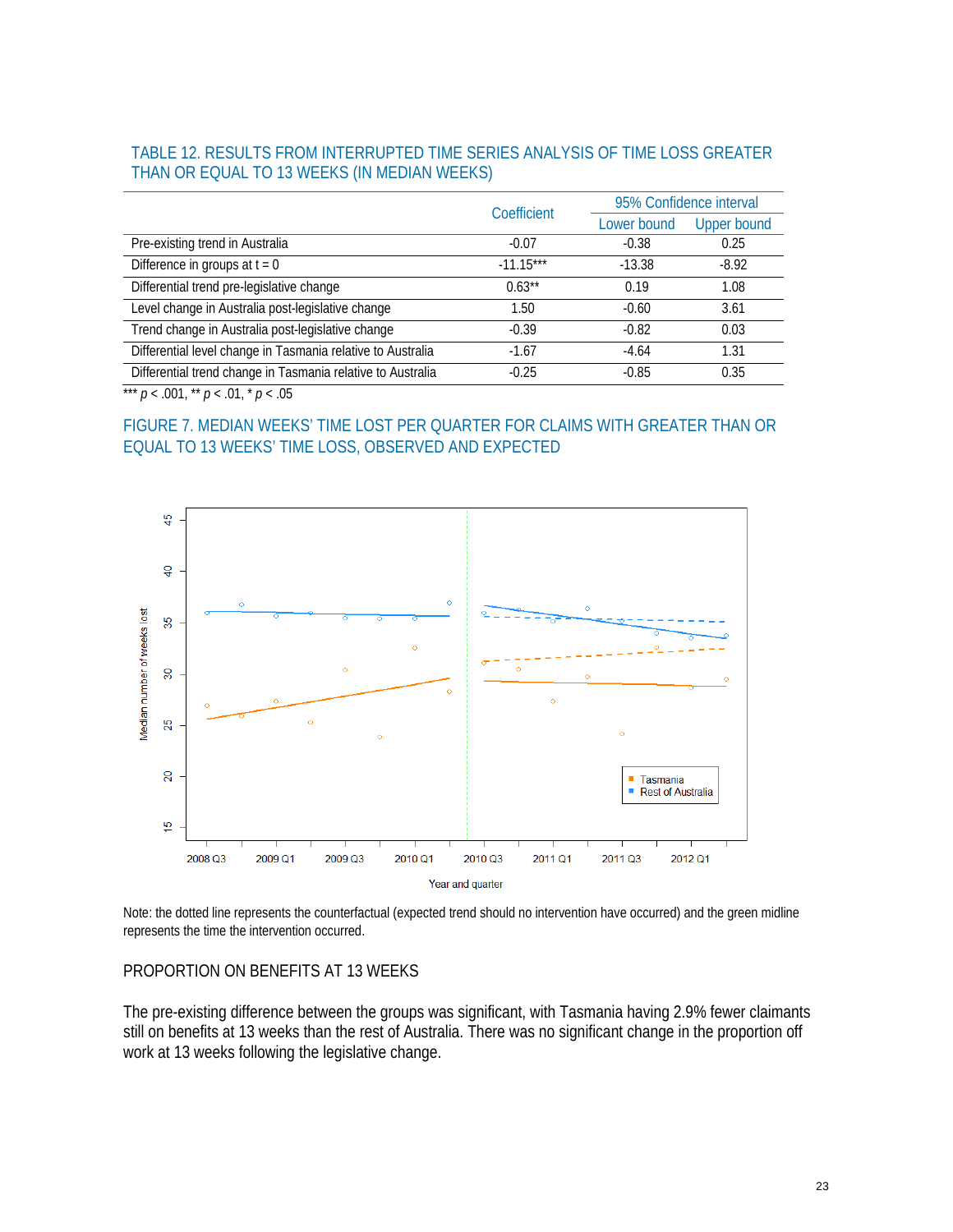## TABLE 12. RESULTS FROM INTERRUPTED TIME SERIES ANALYSIS OF TIME LOSS GREATER THAN OR EQUAL TO 13 WEEKS (IN MEDIAN WEEKS)

| | Coefficient | 95% Confidence interval | |
|---|---|---|---|
| | | Lower bound | Upper bound |
| Pre-existing trend in Australia | -0.07 | -0.38 | 0.25 |
| Difference in groups at t = 0 | -11.15*** | -13.38 | -8.92 |
| Differential trend pre-legislative change | 0.63** | 0.19 | 1.08 |
| Level change in Australia post-legislative change | 1.50 | -0.60 | 3.61 |
| Trend change in Australia post-legislative change | -0.39 | -0.82 | 0.03 |
| Differential level change in Tasmania relative to Australia | -1.67 | -4.64 | 1.31 |
| Differential trend change in Tasmania relative to Australia | -0.25 | -0.85 | 0.35 |

*** $p < .001$, ** $p < .01$, * $p < .05$

## FIGURE 7. MEDIAN WEEKS' TIME LOST PER QUARTER FOR CLAIMS WITH GREATER THAN OR EQUAL TO 13 WEEKS' TIME LOSS, OBSERVED AND EXPECTED

Note: the dotted line represents the counterfactual (expected trend should no intervention have occurred) and the green midline represents the time the intervention occurred.

### PROPORTION ON BENEFITS AT 13 WEEKS

The pre-existing difference between the groups was significant, with Tasmania having 2.9% fewer claimants still on benefits at 13 weeks than the rest of Australia. There was no significant change in the proportion off work at 13 weeks following the legislative change.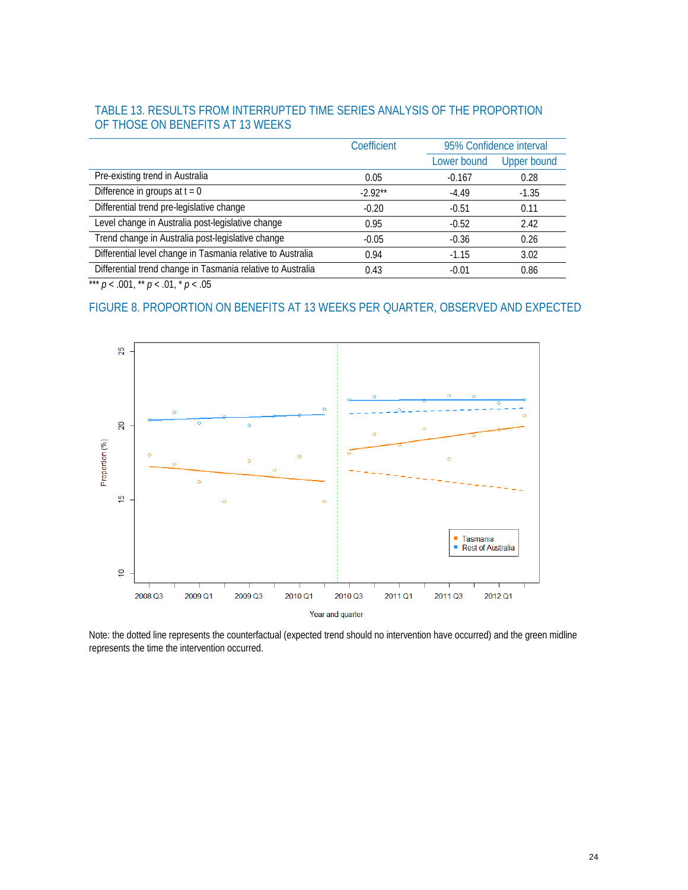## TABLE 13. RESULTS FROM INTERRUPTED TIME SERIES ANALYSIS OF THE PROPORTION OF THOSE ON BENEFITS AT 13 WEEKS

| | Coefficient | 95% Confidence interval | |
|---|---|---|---|
| | | Lower bound | Upper bound |
| Pre-existing trend in Australia | 0.05 | -0.167 | 0.28 |
| Difference in groups at t = 0 | -2.92** | -4.49 | -1.35 |
| Differential trend pre-legislative change | -0.20 | -0.51 | 0.11 |
| Level change in Australia post-legislative change | 0.95 | -0.52 | 2.42 |
| Trend change in Australia post-legislative change | -0.05 | -0.36 | 0.26 |
| Differential level change in Tasmania relative to Australia | 0.94 | -1.15 | 3.02 |
| Differential trend change in Tasmania relative to Australia | 0.43 | -0.01 | 0.86 |

*** $p < .001$, ** $p < .01$, * $p < .05$

## FIGURE 8. PROPORTION ON BENEFITS AT 13 WEEKS PER QUARTER, OBSERVED AND EXPECTED

Note: the dotted line represents the counterfactual (expected trend should no intervention have occurred) and the green midline represents the time the intervention occurred.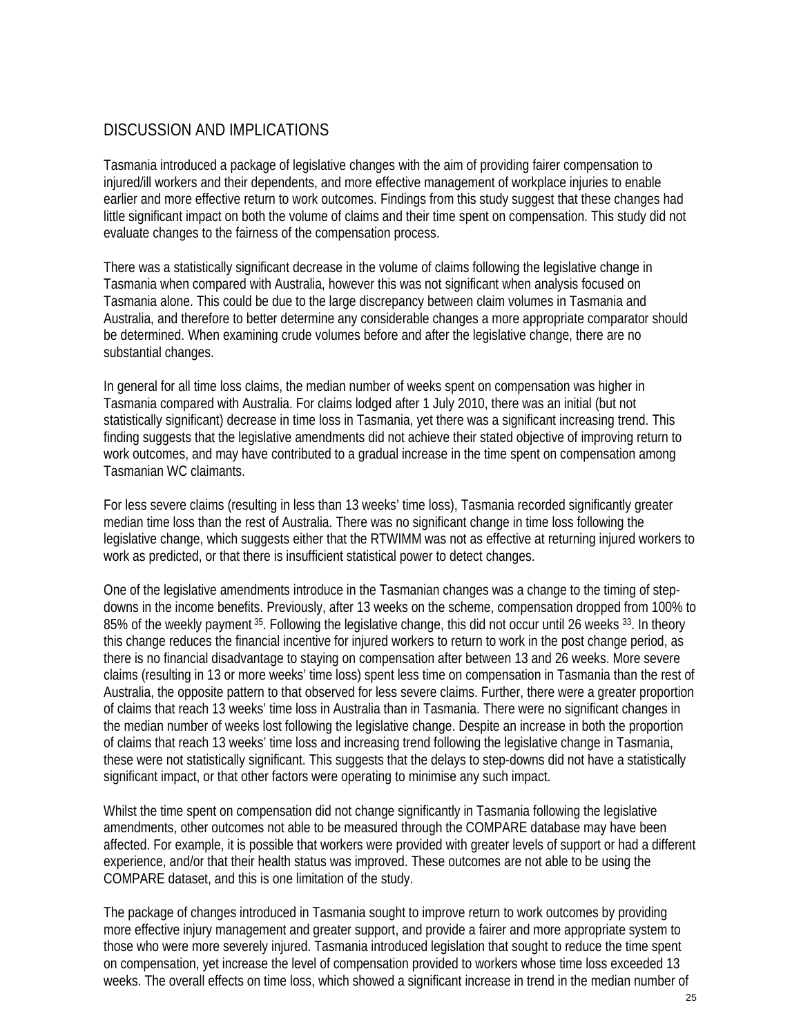## DISCUSSION AND IMPLICATIONS

Tasmania introduced a package of legislative changes with the aim of providing fairer compensation to injured/ill workers and their dependents, and more effective management of workplace injuries to enable earlier and more effective return to work outcomes. Findings from this study suggest that these changes had little significant impact on both the volume of claims and their time spent on compensation. This study did not evaluate changes to the fairness of the compensation process.

There was a statistically significant decrease in the volume of claims following the legislative change in Tasmania when compared with Australia, however this was not significant when analysis focused on Tasmania alone. This could be due to the large discrepancy between claim volumes in Tasmania and Australia, and therefore to better determine any considerable changes a more appropriate comparator should be determined. When examining crude volumes before and after the legislative change, there are no substantial changes.

In general for all time loss claims, the median number of weeks spent on compensation was higher in Tasmania compared with Australia. For claims lodged after 1 July 2010, there was an initial (but not statistically significant) decrease in time loss in Tasmania, yet there was a significant increasing trend. This finding suggests that the legislative amendments did not achieve their stated objective of improving return to work outcomes, and may have contributed to a gradual increase in the time spent on compensation among Tasmanian WC claimants.

For less severe claims (resulting in less than 13 weeks' time loss), Tasmania recorded significantly greater median time loss than the rest of Australia. There was no significant change in time loss following the legislative change, which suggests either that the RTWIMM was not as effective at returning injured workers to work as predicted, or that there is insufficient statistical power to detect changes.

One of the legislative amendments introduce in the Tasmanian changes was a change to the timing of step-downs in the income benefits. Previously, after 13 weeks on the scheme, compensation dropped from 100% to 85% of the weekly payment [35]. Following the legislative change, this did not occur until 26 weeks [33]. In theory this change reduces the financial incentive for injured workers to return to work in the post change period, as there is no financial disadvantage to staying on compensation after between 13 and 26 weeks. More severe claims (resulting in 13 or more weeks' time loss) spent less time on compensation in Tasmania than the rest of Australia, the opposite pattern to that observed for less severe claims. Further, there were a greater proportion of claims that reach 13 weeks' time loss in Australia than in Tasmania. There were no significant changes in the median number of weeks lost following the legislative change. Despite an increase in both the proportion of claims that reach 13 weeks' time loss and increasing trend following the legislative change in Tasmania, these were not statistically significant. This suggests that the delays to step-downs did not have a statistically significant impact, or that other factors were operating to minimise any such impact.

Whilst the time spent on compensation did not change significantly in Tasmania following the legislative amendments, other outcomes not able to be measured through the COMPARE database may have been affected. For example, it is possible that workers were provided with greater levels of support or had a different experience, and/or that their health status was improved. These outcomes are not able to be using the COMPARE dataset, and this is one limitation of the study.

The package of changes introduced in Tasmania sought to improve return to work outcomes by providing more effective injury management and greater support, and provide a fairer and more appropriate system to those who were more severely injured. Tasmania introduced legislation that sought to reduce the time spent on compensation, yet increase the level of compensation provided to workers whose time loss exceeded 13 weeks. The overall effects on time loss, which showed a significant increase in trend in the median number of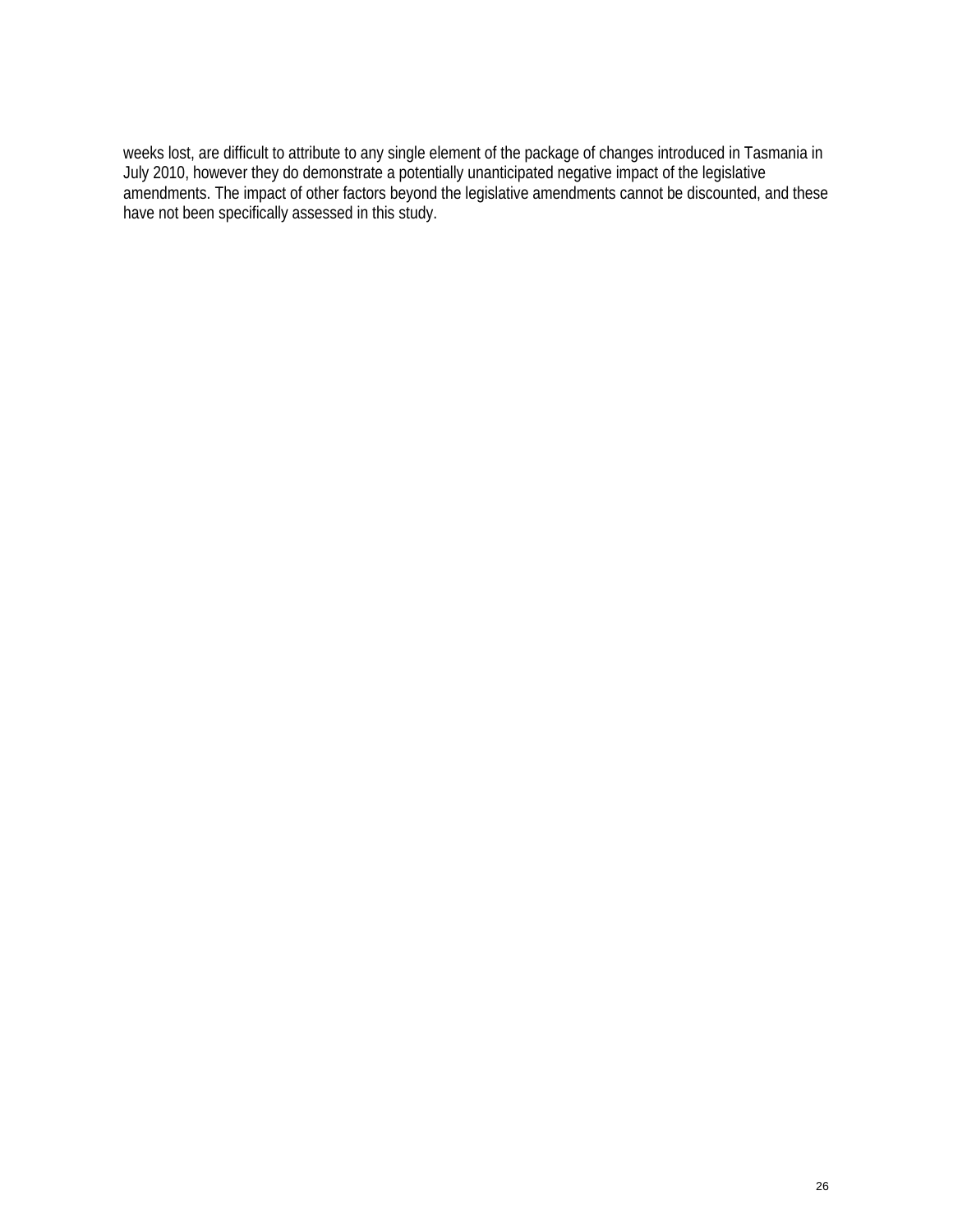weeks lost, are difficult to attribute to any single element of the package of changes introduced in Tasmania in July 2010, however they do demonstrate a potentially unanticipated negative impact of the legislative amendments. The impact of other factors beyond the legislative amendments cannot be discounted, and these have not been specifically assessed in this study.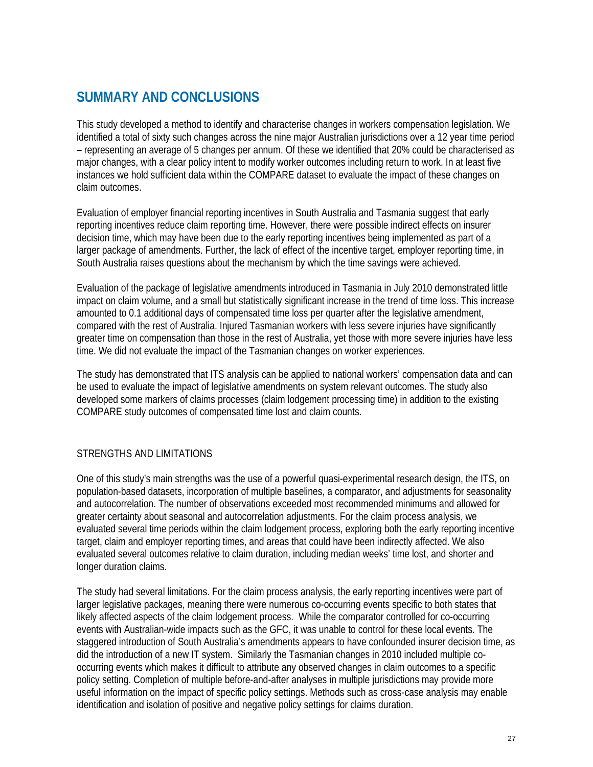# SUMMARY AND CONCLUSIONS

This study developed a method to identify and characterise changes in workers compensation legislation. We identified a total of sixty such changes across the nine major Australian jurisdictions over a 12 year time period – representing an average of 5 changes per annum. Of these we identified that 20% could be characterised as major changes, with a clear policy intent to modify worker outcomes including return to work. In at least five instances we hold sufficient data within the COMPARE dataset to evaluate the impact of these changes on claim outcomes.

Evaluation of employer financial reporting incentives in South Australia and Tasmania suggest that early reporting incentives reduce claim reporting time. However, there were possible indirect effects on insurer decision time, which may have been due to the early reporting incentives being implemented as part of a larger package of amendments. Further, the lack of effect of the incentive target, employer reporting time, in South Australia raises questions about the mechanism by which the time savings were achieved.

Evaluation of the package of legislative amendments introduced in Tasmania in July 2010 demonstrated little impact on claim volume, and a small but statistically significant increase in the trend of time loss. This increase amounted to 0.1 additional days of compensated time loss per quarter after the legislative amendment, compared with the rest of Australia. Injured Tasmanian workers with less severe injuries have significantly greater time on compensation than those in the rest of Australia, yet those with more severe injuries have less time. We did not evaluate the impact of the Tasmanian changes on worker experiences.

The study has demonstrated that ITS analysis can be applied to national workers' compensation data and can be used to evaluate the impact of legislative amendments on system relevant outcomes. The study also developed some markers of claims processes (claim lodgement processing time) in addition to the existing COMPARE study outcomes of compensated time lost and claim counts.

## STRENGTHS AND LIMITATIONS

One of this study's main strengths was the use of a powerful quasi-experimental research design, the ITS, on population-based datasets, incorporation of multiple baselines, a comparator, and adjustments for seasonality and autocorrelation. The number of observations exceeded most recommended minimums and allowed for greater certainty about seasonal and autocorrelation adjustments. For the claim process analysis, we evaluated several time periods within the claim lodgement process, exploring both the early reporting incentive target, claim and employer reporting times, and areas that could have been indirectly affected. We also evaluated several outcomes relative to claim duration, including median weeks' time lost, and shorter and longer duration claims.

The study had several limitations. For the claim process analysis, the early reporting incentives were part of larger legislative packages, meaning there were numerous co-occurring events specific to both states that likely affected aspects of the claim lodgement process. While the comparator controlled for co-occurring events with Australian-wide impacts such as the GFC, it was unable to control for these local events. The staggered introduction of South Australia's amendments appears to have confounded insurer decision time, as did the introduction of a new IT system. Similarly the Tasmanian changes in 2010 included multiple co-occurring events which makes it difficult to attribute any observed changes in claim outcomes to a specific policy setting. Completion of multiple before-and-after analyses in multiple jurisdictions may provide more useful information on the impact of specific policy settings. Methods such as cross-case analysis may enable identification and isolation of positive and negative policy settings for claims duration.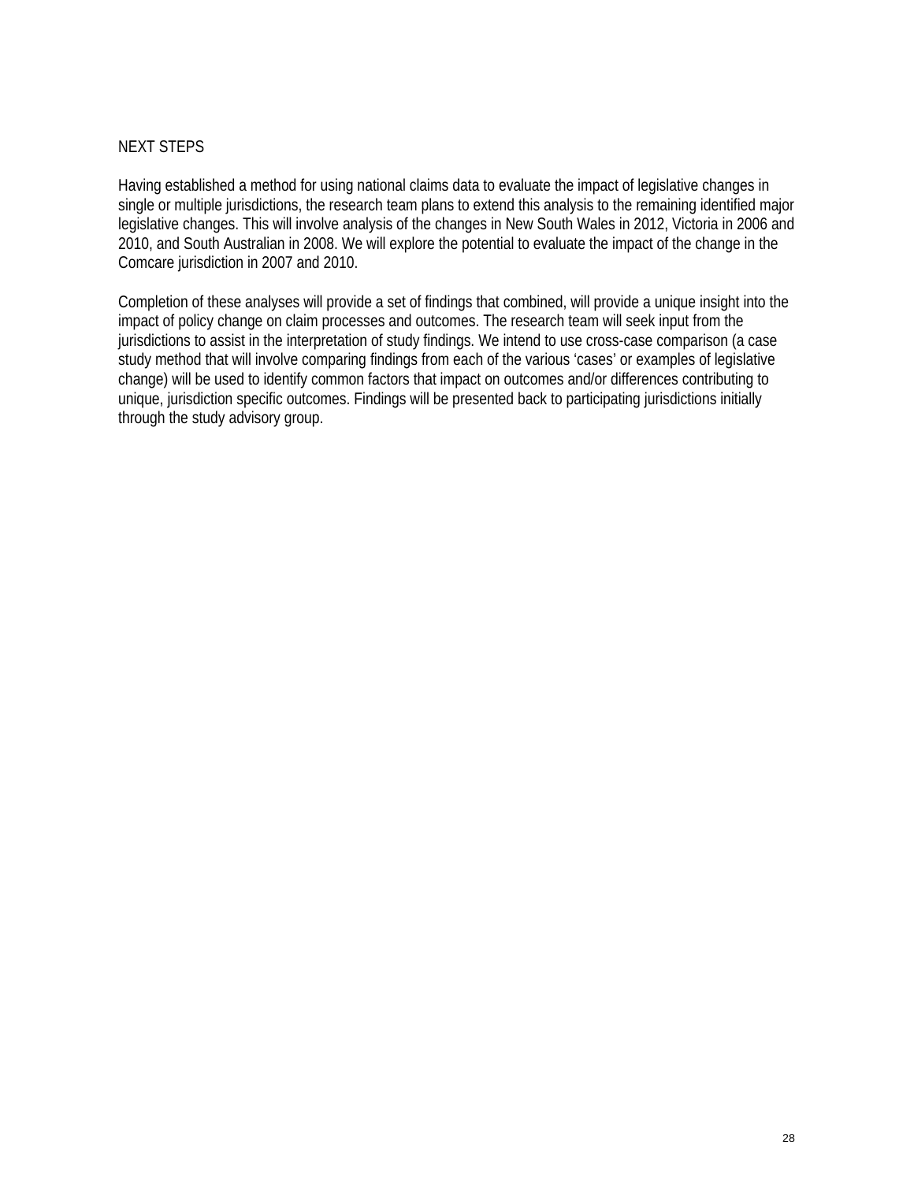## NEXT STEPS

Having established a method for using national claims data to evaluate the impact of legislative changes in single or multiple jurisdictions, the research team plans to extend this analysis to the remaining identified major legislative changes. This will involve analysis of the changes in New South Wales in 2012, Victoria in 2006 and 2010, and South Australian in 2008. We will explore the potential to evaluate the impact of the change in the Comcare jurisdiction in 2007 and 2010.

Completion of these analyses will provide a set of findings that combined, will provide a unique insight into the impact of policy change on claim processes and outcomes. The research team will seek input from the jurisdictions to assist in the interpretation of study findings. We intend to use cross-case comparison (a case study method that will involve comparing findings from each of the various 'cases' or examples of legislative change) will be used to identify common factors that impact on outcomes and/or differences contributing to unique, jurisdiction specific outcomes. Findings will be presented back to participating jurisdictions initially through the study advisory group.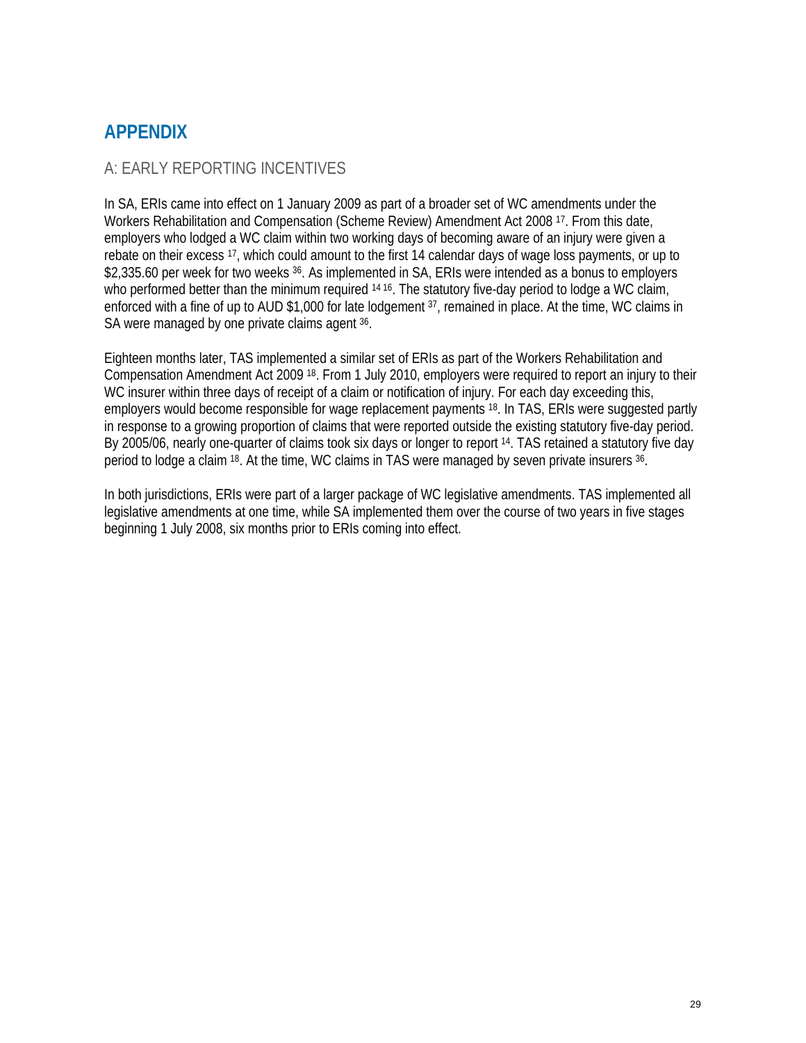# APPENDIX

## A: EARLY REPORTING INCENTIVES

In SA, ERIs came into effect on 1 January 2009 as part of a broader set of WC amendments under the Workers Rehabilitation and Compensation (Scheme Review) Amendment Act 2008 [17]. From this date, employers who lodged a WC claim within two working days of becoming aware of an injury were given a rebate on their excess [17], which could amount to the first 14 calendar days of wage loss payments, or up to $2,335.60 per week for two weeks [36]. As implemented in SA, ERIs were intended as a bonus to employers who performed better than the minimum required [14 16]. The statutory five-day period to lodge a WC claim, enforced with a fine of up to AUD $1,000 for late lodgement [37], remained in place. At the time, WC claims in SA were managed by one private claims agent [36].

Eighteen months later, TAS implemented a similar set of ERIs as part of the Workers Rehabilitation and Compensation Amendment Act 2009 [18]. From 1 July 2010, employers were required to report an injury to their WC insurer within three days of receipt of a claim or notification of injury. For each day exceeding this, employers would become responsible for wage replacement payments [18]. In TAS, ERIs were suggested partly in response to a growing proportion of claims that were reported outside the existing statutory five-day period. By 2005/06, nearly one-quarter of claims took six days or longer to report [14]. TAS retained a statutory five day period to lodge a claim [18]. At the time, WC claims in TAS were managed by seven private insurers [36].

In both jurisdictions, ERIs were part of a larger package of WC legislative amendments. TAS implemented all legislative amendments at one time, while SA implemented them over the course of two years in five stages beginning 1 July 2008, six months prior to ERIs coming into effect.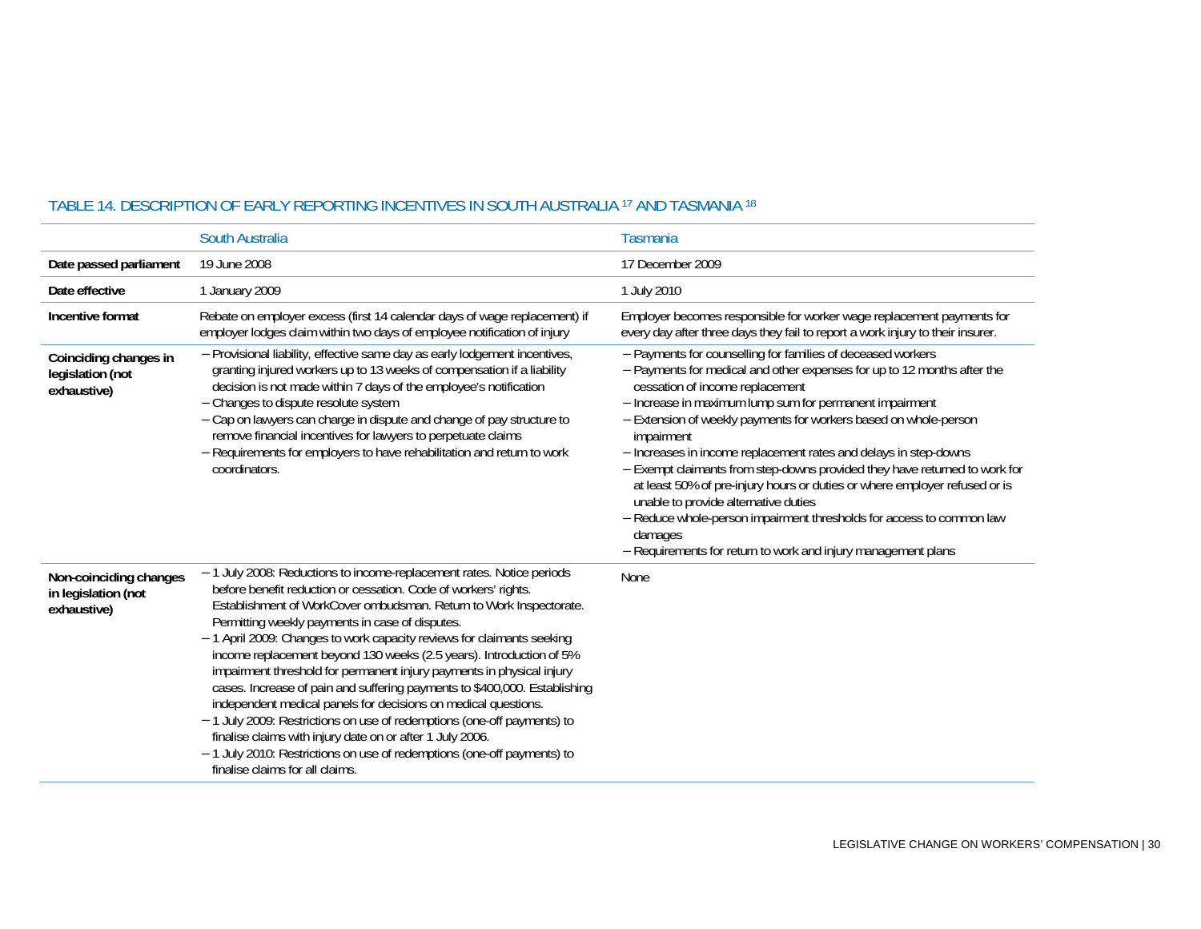TABLE 14. DESCRIPTION OF EARLY REPORTING INCENTIVES IN SOUTH AUSTRALIA [17] AND TASMANIA [18]

| | South Australia | Tasmania |
|---|---|---|
| **Date passed parliament** | 19 June 2008 | 17 December 2009 |
| **Date effective** | 1 January 2009 | 1 July 2010 |
| **Incentive format** | Rebate on employer excess (first 14 calendar days of wage replacement) if employer lodges claim within two days of employee notification of injury | Employer becomes responsible for worker wage replacement payments for every day after three days they fail to report a work injury to their insurer. |
| **Coinciding changes in legislation (not exhaustive)** | – Provisional liability, effective same day as early lodgement incentives, granting injured workers up to 13 weeks of compensation if a liability decision is not made within 7 days of the employee's notification<br>– Changes to dispute resolute system<br>– Cap on lawyers can charge in dispute and change of pay structure to remove financial incentives for lawyers to perpetuate claims<br>– Requirements for employers to have rehabilitation and return to work coordinators. | – Payments for counselling for families of deceased workers<br>– Payments for medical and other expenses for up to 12 months after the cessation of income replacement<br>– Increase in maximum lump sum for permanent impairment<br>– Extension of weekly payments for workers based on whole-person impairment<br>– Increases in income replacement rates and delays in step-downs<br>– Exempt claimants from step-downs provided they have returned to work for at least 50% of pre-injury hours or duties or where employer refused or is unable to provide alternative duties<br>– Reduce whole-person impairment thresholds for access to common law damages<br>– Requirements for return to work and injury management plans |
| **Non-coinciding changes in legislation (not exhaustive)** | – 1 July 2008: Reductions to income-replacement rates. Notice periods before benefit reduction or cessation. Code of workers' rights. Establishment of WorkCover ombudsman. Return to Work Inspectorate. Permitting weekly payments in case of disputes.<br>– 1 April 2009: Changes to work capacity reviews for claimants seeking income replacement beyond 130 weeks (2.5 years). Introduction of 5% impairment threshold for permanent injury payments in physical injury cases. Increase of pain and suffering payments to $400,000. Establishing independent medical panels for decisions on medical questions.<br>– 1 July 2009: Restrictions on use of redemptions (one-off payments) to finalise claims with injury date on or after 1 July 2006.<br>– 1 July 2010: Restrictions on use of redemptions (one-off payments) to finalise claims for all claims. | None |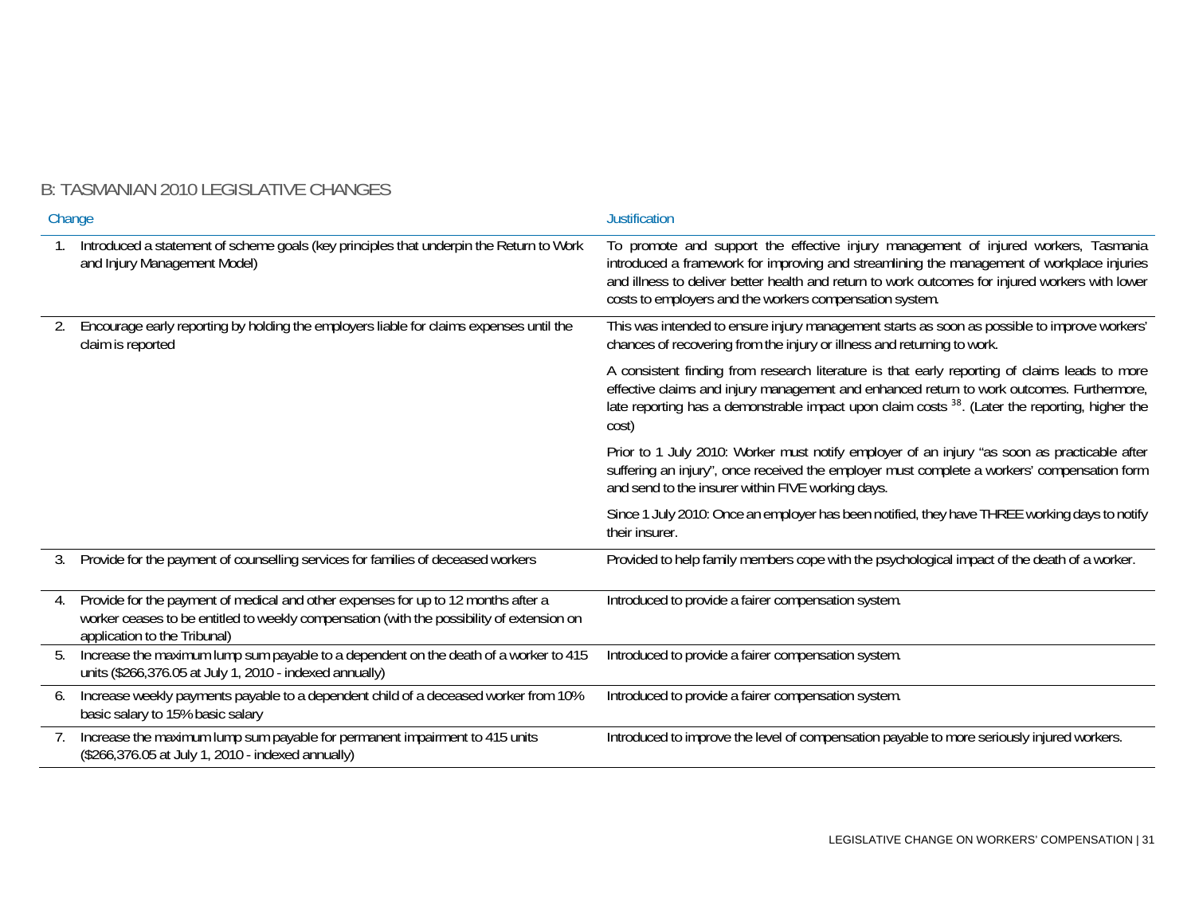## B: TASMANIAN 2010 LEGISLATIVE CHANGES

| Change | Justification |
|---|---|
| 1. Introduced a statement of scheme goals (key principles that underpin the Return to Work and Injury Management Model) | To promote and support the effective injury management of injured workers, Tasmania introduced a framework for improving and streamlining the management of workplace injuries and illness to deliver better health and return to work outcomes for injured workers with lower costs to employers and the workers compensation system. |
| 2. Encourage early reporting by holding the employers liable for claims expenses until the claim is reported | This was intended to ensure injury management starts as soon as possible to improve workers' chances of recovering from the injury or illness and returning to work.<br><br>A consistent finding from research literature is that early reporting of claims leads to more effective claims and injury management and enhanced return to work outcomes. Furthermore, late reporting has a demonstrable impact upon claim costs [38]. (Later the reporting, higher the cost)<br><br>Prior to 1 July 2010: Worker must notify employer of an injury "as soon as practicable after suffering an injury", once received the employer must complete a workers' compensation form and send to the insurer within FIVE working days.<br><br>Since 1 July 2010: Once an employer has been notified, they have THREE working days to notify their insurer. |
| 3. Provide for the payment of counselling services for families of deceased workers | Provided to help family members cope with the psychological impact of the death of a worker. |
| 4. Provide for the payment of medical and other expenses for up to 12 months after a worker ceases to be entitled to weekly compensation (with the possibility of extension on application to the Tribunal) | Introduced to provide a fairer compensation system. |
| 5. Increase the maximum lump sum payable to a dependent on the death of a worker to 415 units ($266,376.05 at July 1, 2010 - indexed annually) | Introduced to provide a fairer compensation system. |
| 6. Increase weekly payments payable to a dependent child of a deceased worker from 10% basic salary to 15% basic salary | Introduced to provide a fairer compensation system. |
| 7. Increase the maximum lump sum payable for permanent impairment to 415 units ($266,376.05 at July 1, 2010 - indexed annually) | Introduced to improve the level of compensation payable to more seriously injured workers. |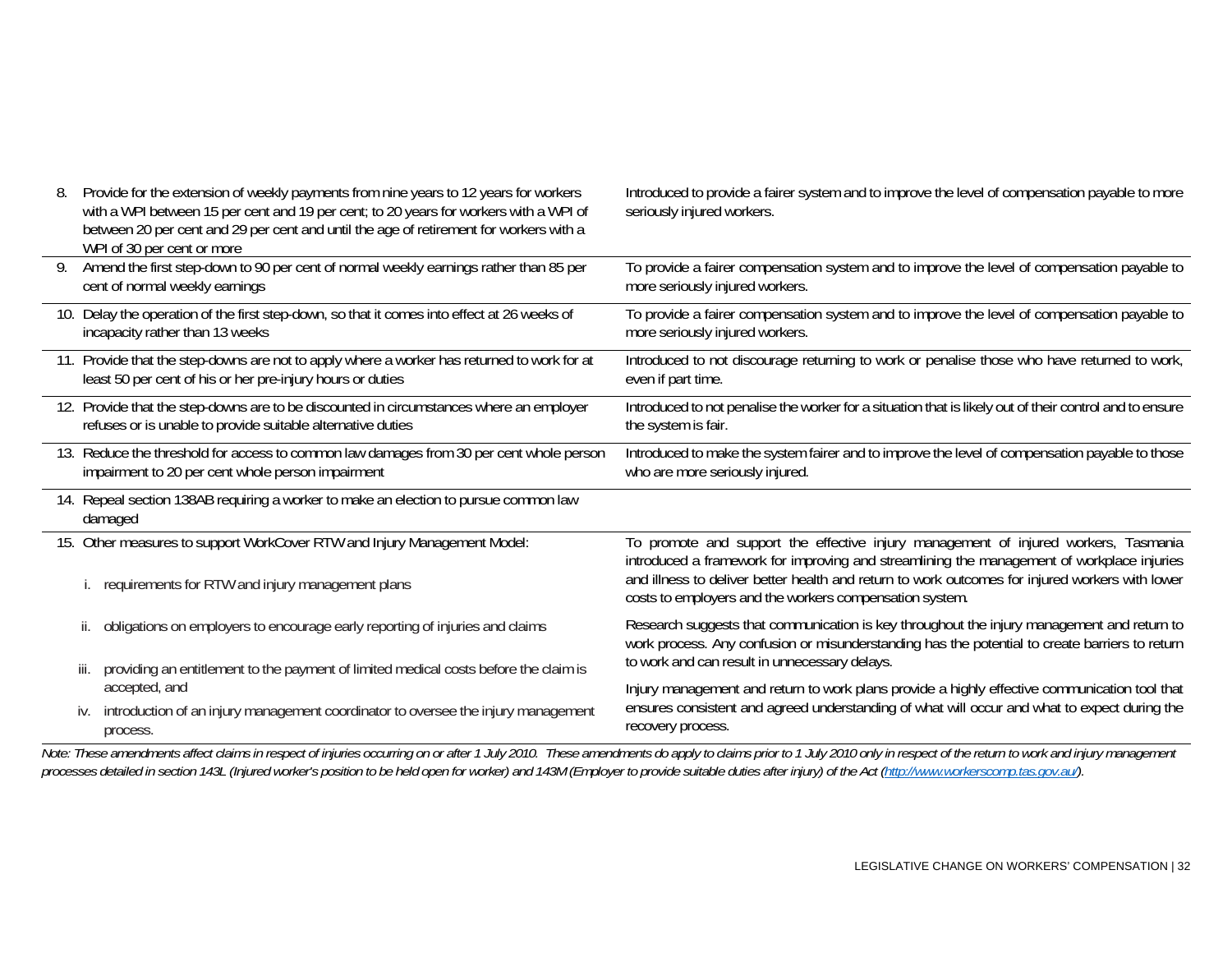| | |
|---|---|
| 8. Provide for the extension of weekly payments from nine years to 12 years for workers with a WPI between 15 per cent and 19 per cent; to 20 years for workers with a WPI of between 20 per cent and 29 per cent and until the age of retirement for workers with a WPI of 30 per cent or more | Introduced to provide a fairer system and to improve the level of compensation payable to more seriously injured workers. |
| 9. Amend the first step-down to 90 per cent of normal weekly earnings rather than 85 per cent of normal weekly earnings | To provide a fairer compensation system and to improve the level of compensation payable to more seriously injured workers. |
| 10. Delay the operation of the first step-down, so that it comes into effect at 26 weeks of incapacity rather than 13 weeks | To provide a fairer compensation system and to improve the level of compensation payable to more seriously injured workers. |
| 11. Provide that the step-downs are not to apply where a worker has returned to work for at least 50 per cent of his or her pre-injury hours or duties | Introduced to not discourage returning to work or penalise those who have returned to work, even if part time. |
| 12. Provide that the step-downs are to be discounted in circumstances where an employer refuses or is unable to provide suitable alternative duties | Introduced to not penalise the worker for a situation that is likely out of their control and to ensure the system is fair. |
| 13. Reduce the threshold for access to common law damages from 30 per cent whole person impairment to 20 per cent whole person impairment | Introduced to make the system fairer and to improve the level of compensation payable to those who are more seriously injured. |
| 14. Repeal section 138AB requiring a worker to make an election to pursue common law damaged | |
| 15. Other measures to support WorkCover RTW and Injury Management Model:<br><br>i. requirements for RTW and injury management plans<br><br>ii. obligations on employers to encourage early reporting of injuries and claims<br><br>iii. providing an entitlement to the payment of limited medical costs before the claim is accepted, and<br><br>iv. introduction of an injury management coordinator to oversee the injury management process. | To promote and support the effective injury management of injured workers, Tasmania introduced a framework for improving and streamlining the management of workplace injuries and illness to deliver better health and return to work outcomes for injured workers with lower costs to employers and the workers compensation system.<br><br>Research suggests that communication is key throughout the injury management and return to work process. Any confusion or misunderstanding has the potential to create barriers to return to work and can result in unnecessary delays.<br><br>Injury management and return to work plans provide a highly effective communication tool that ensures consistent and agreed understanding of what will occur and what to expect during the recovery process. |

*Note: These amendments affect claims in respect of injuries occurring on or after 1 July 2010. These amendments do apply to claims prior to 1 July 2010 only in respect of the return to work and injury management processes detailed in section 143L (Injured worker's position to be held open for worker) and 143M (Employer to provide suitable duties after injury) of the Act (http://www.workerscomp.tas.gov.au/).*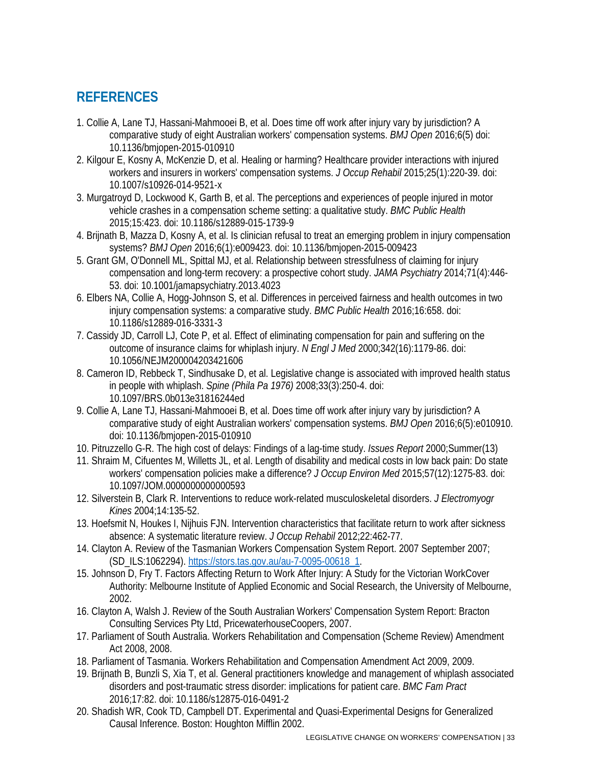## REFERENCES

1. Collie A, Lane TJ, Hassani-Mahmooei B, et al. Does time off work after injury vary by jurisdiction? A comparative study of eight Australian workers' compensation systems. *BMJ Open* 2016;6(5) doi: 10.1136/bmjopen-2015-010910
2. Kilgour E, Kosny A, McKenzie D, et al. Healing or harming? Healthcare provider interactions with injured workers and insurers in workers' compensation systems. *J Occup Rehabil* 2015;25(1):220-39. doi: 10.1007/s10926-014-9521-x
3. Murgatroyd D, Lockwood K, Garth B, et al. The perceptions and experiences of people injured in motor vehicle crashes in a compensation scheme setting: a qualitative study. *BMC Public Health* 2015;15:423. doi: 10.1186/s12889-015-1739-9
4. Brijnath B, Mazza D, Kosny A, et al. Is clinician refusal to treat an emerging problem in injury compensation systems? *BMJ Open* 2016;6(1):e009423. doi: 10.1136/bmjopen-2015-009423
5. Grant GM, O'Donnell ML, Spittal MJ, et al. Relationship between stressfulness of claiming for injury compensation and long-term recovery: a prospective cohort study. *JAMA Psychiatry* 2014;71(4):446-53. doi: 10.1001/jamapsychiatry.2013.4023
6. Elbers NA, Collie A, Hogg-Johnson S, et al. Differences in perceived fairness and health outcomes in two injury compensation systems: a comparative study. *BMC Public Health* 2016;16:658. doi: 10.1186/s12889-016-3331-3
7. Cassidy JD, Carroll LJ, Cote P, et al. Effect of eliminating compensation for pain and suffering on the outcome of insurance claims for whiplash injury. *N Engl J Med* 2000;342(16):1179-86. doi: 10.1056/NEJM200004203421606
8. Cameron ID, Rebbeck T, Sindhusake D, et al. Legislative change is associated with improved health status in people with whiplash. *Spine (Phila Pa 1976)* 2008;33(3):250-4. doi: 10.1097/BRS.0b013e31816244ed
9. Collie A, Lane TJ, Hassani-Mahmooei B, et al. Does time off work after injury vary by jurisdiction? A comparative study of eight Australian workers' compensation systems. *BMJ Open* 2016;6(5):e010910. doi: 10.1136/bmjopen-2015-010910
10. Pitruzzello G-R. The high cost of delays: Findings of a lag-time study. *Issues Report* 2000;Summer(13)
11. Shraim M, Cifuentes M, Willetts JL, et al. Length of disability and medical costs in low back pain: Do state workers' compensation policies make a difference? *J Occup Environ Med* 2015;57(12):1275-83. doi: 10.1097/JOM.0000000000000593
12. Silverstein B, Clark R. Interventions to reduce work-related musculoskeletal disorders. *J Electromyogr Kines* 2004;14:135-52.
13. Hoefsmit N, Houkes I, Nijhuis FJN. Intervention characteristics that facilitate return to work after sickness absence: A systematic literature review. *J Occup Rehabil* 2012;22:462-77.
14. Clayton A. Review of the Tasmanian Workers Compensation System Report. 2007 September 2007; (SD_ILS:1062294). https://stors.tas.gov.au/au-7-0095-00618_1.
15. Johnson D, Fry T. Factors Affecting Return to Work After Injury: A Study for the Victorian WorkCover Authority: Melbourne Institute of Applied Economic and Social Research, the University of Melbourne, 2002.
16. Clayton A, Walsh J. Review of the South Australian Workers' Compensation System Report: Bracton Consulting Services Pty Ltd, PricewaterhouseCoopers, 2007.
17. Parliament of South Australia. Workers Rehabilitation and Compensation (Scheme Review) Amendment Act 2008, 2008.
18. Parliament of Tasmania. Workers Rehabilitation and Compensation Amendment Act 2009, 2009.
19. Brijnath B, Bunzli S, Xia T, et al. General practitioners knowledge and management of whiplash associated disorders and post-traumatic stress disorder: implications for patient care. *BMC Fam Pract* 2016;17:82. doi: 10.1186/s12875-016-0491-2
20. Shadish WR, Cook TD, Campbell DT. Experimental and Quasi-Experimental Designs for Generalized Causal Inference. Boston: Houghton Mifflin 2002.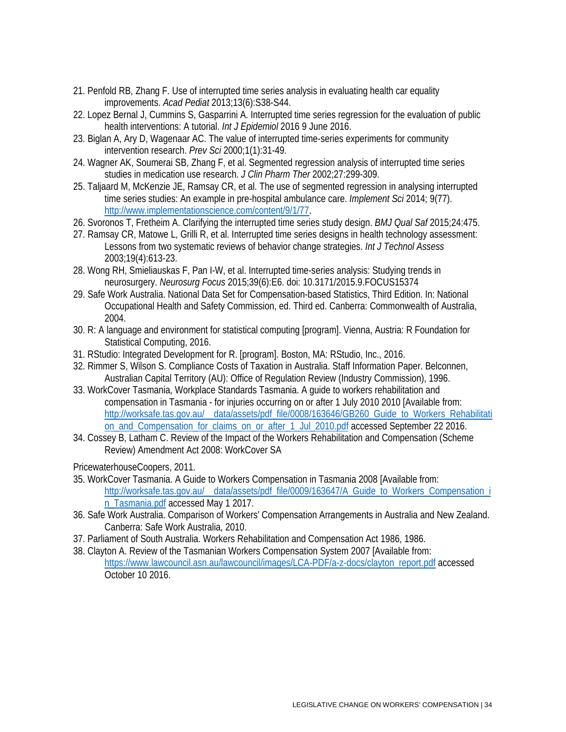21. Penfold RB, Zhang F. Use of interrupted time series analysis in evaluating health car equality improvements. *Acad Pediat* 2013;13(6):S38-S44.
22. Lopez Bernal J, Cummins S, Gasparrini A. Interrupted time series regression for the evaluation of public health interventions: A tutorial. *Int J Epidemiol* 2016 9 June 2016.
23. Biglan A, Ary D, Wagenaar AC. The value of interrupted time-series experiments for community intervention research. *Prev Sci* 2000;1(1):31-49.
24. Wagner AK, Soumerai SB, Zhang F, et al. Segmented regression analysis of interrupted time series studies in medication use research. *J Clin Pharm Ther* 2002;27:299-309.
25. Taljaard M, McKenzie JE, Ramsay CR, et al. The use of segmented regression in analysing interrupted time series studies: An example in pre-hospital ambulance care. *Implement Sci* 2014; 9(77). http://www.implementationscience.com/content/9/1/77.
26. Svoronos T, Fretheim A. Clarifying the interrupted time series study design. *BMJ Qual Saf* 2015;24:475.
27. Ramsay CR, Matowe L, Grilli R, et al. Interrupted time series designs in health technology assessment: Lessons from two systematic reviews of behavior change strategies. *Int J Technol Assess* 2003;19(4):613-23.
28. Wong RH, Smieliauskas F, Pan I-W, et al. Interrupted time-series analysis: Studying trends in neurosurgery. *Neurosurg Focus* 2015;39(6):E6. doi: 10.3171/2015.9.FOCUS15374
29. Safe Work Australia. National Data Set for Compensation-based Statistics, Third Edition. In: National Occupational Health and Safety Commission, ed. Third ed. Canberra: Commonwealth of Australia, 2004.
30. R: A language and environment for statistical computing [program]. Vienna, Austria: R Foundation for Statistical Computing, 2016.
31. RStudio: Integrated Development for R. [program]. Boston, MA: RStudio, Inc., 2016.
32. Rimmer S, Wilson S. Compliance Costs of Taxation in Australia. Staff Information Paper. Belconnen, Australian Capital Territory (AU): Office of Regulation Review (Industry Commission), 1996.
33. WorkCover Tasmania, Workplace Standards Tasmania. A guide to workers rehabilitation and compensation in Tasmania - for injuries occurring on or after 1 July 2010 2010 [Available from: http://worksafe.tas.gov.au/__data/assets/pdf_file/0008/163646/GB260_Guide_to_Workers_Rehabilitation_and_Compensation_for_claims_on_or_after_1_Jul_2010.pdf accessed September 22 2016.
34. Cossey B, Latham C. Review of the Impact of the Workers Rehabilitation and Compensation (Scheme Review) Amendment Act 2008: WorkCover SA

PricewaterhouseCoopers, 2011.

35. WorkCover Tasmania. A Guide to Workers Compensation in Tasmania 2008 [Available from: http://worksafe.tas.gov.au/__data/assets/pdf_file/0009/163647/A_Guide_to_Workers_Compensation_in_Tasmania.pdf accessed May 1 2017.
36. Safe Work Australia. Comparison of Workers' Compensation Arrangements in Australia and New Zealand. Canberra: Safe Work Australia, 2010.
37. Parliament of South Australia. Workers Rehabilitation and Compensation Act 1986, 1986.
38. Clayton A. Review of the Tasmanan Workers Compensation System 2007 [Available from: https://www.lawcouncil.asn.au/lawcouncil/images/LCA-PDF/a-z-docs/clayton_report.pdf accessed October 10 2016.